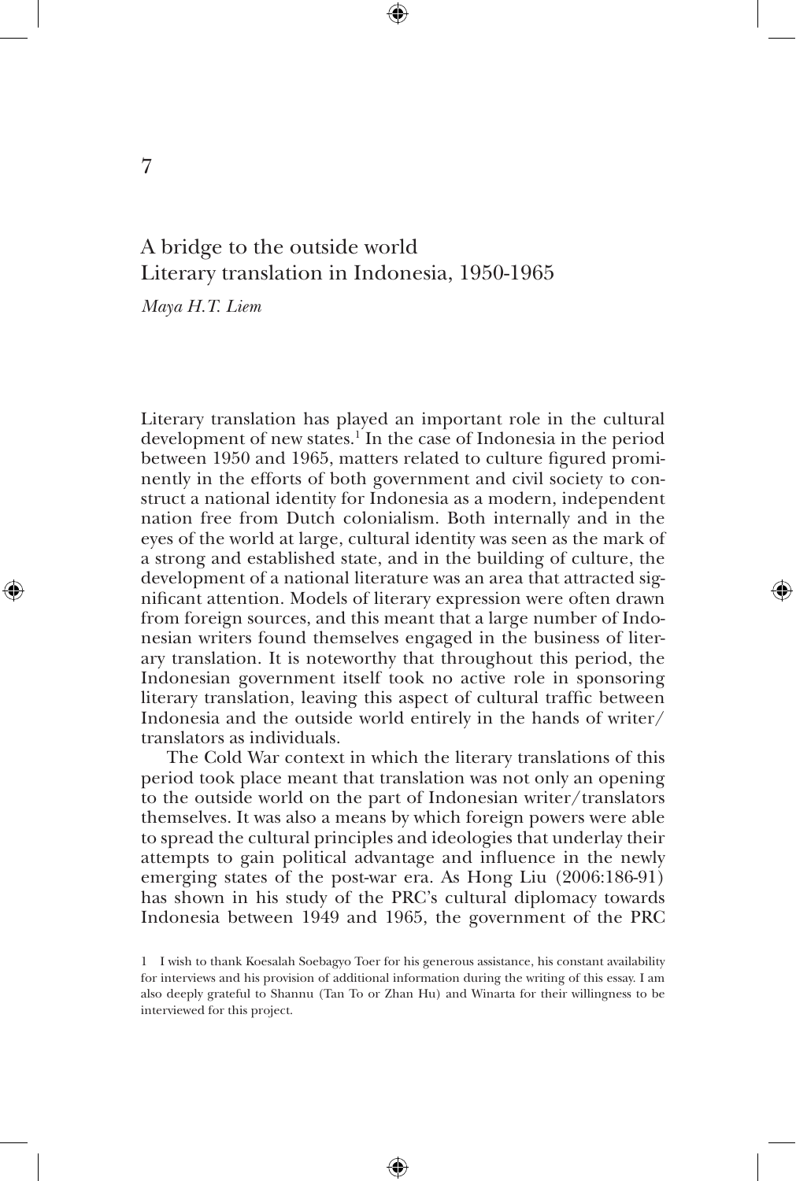7

# A bridge to the outside world
## Literary translation in Indonesia, 1950-1965

*Maya H.T. Liem*

Literary translation has played an important role in the cultural development of new states.[1] In the case of Indonesia in the period between 1950 and 1965, matters related to culture figured prominently in the efforts of both government and civil society to construct a national identity for Indonesia as a modern, independent nation free from Dutch colonialism. Both internally and in the eyes of the world at large, cultural identity was seen as the mark of a strong and established state, and in the building of culture, the development of a national literature was an area that attracted significant attention. Models of literary expression were often drawn from foreign sources, and this meant that a large number of Indonesian writers found themselves engaged in the business of literary translation. It is noteworthy that throughout this period, the Indonesian government itself took no active role in sponsoring literary translation, leaving this aspect of cultural traffic between Indonesia and the outside world entirely in the hands of writer/translators as individuals.

The Cold War context in which the literary translations of this period took place meant that translation was not only an opening to the outside world on the part of Indonesian writer/translators themselves. It was also a means by which foreign powers were able to spread the cultural principles and ideologies that underlay their attempts to gain political advantage and influence in the newly emerging states of the post-war era. As Hong Liu (2006:186-91) has shown in his study of the PRC's cultural diplomacy towards Indonesia between 1949 and 1965, the government of the PRC

1 I wish to thank Koesalah Soebagyo Toer for his generous assistance, his constant availability for interviews and his provision of additional information during the writing of this essay. I am also deeply grateful to Shannu (Tan To or Zhan Hu) and Winarta for their willingness to be interviewed for this project.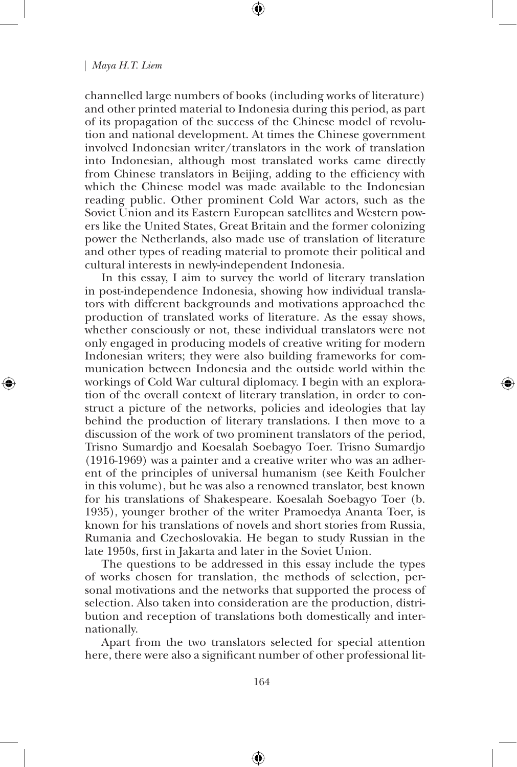channelled large numbers of books (including works of literature) and other printed material to Indonesia during this period, as part of its propagation of the success of the Chinese model of revolution and national development. At times the Chinese government involved Indonesian writer/translators in the work of translation into Indonesian, although most translated works came directly from Chinese translators in Beijing, adding to the efficiency with which the Chinese model was made available to the Indonesian reading public. Other prominent Cold War actors, such as the Soviet Union and its Eastern European satellites and Western powers like the United States, Great Britain and the former colonizing power the Netherlands, also made use of translation of literature and other types of reading material to promote their political and cultural interests in newly-independent Indonesia.

In this essay, I aim to survey the world of literary translation in post-independence Indonesia, showing how individual translators with different backgrounds and motivations approached the production of translated works of literature. As the essay shows, whether consciously or not, these individual translators were not only engaged in producing models of creative writing for modern Indonesian writers; they were also building frameworks for communication between Indonesia and the outside world within the workings of Cold War cultural diplomacy. I begin with an exploration of the overall context of literary translation, in order to construct a picture of the networks, policies and ideologies that lay behind the production of literary translations. I then move to a discussion of the work of two prominent translators of the period, Trisno Sumardjo and Koesalah Soebagyo Toer. Trisno Sumardjo (1916-1969) was a painter and a creative writer who was an adherent of the principles of universal humanism (see Keith Foulcher in this volume), but he was also a renowned translator, best known for his translations of Shakespeare. Koesalah Soebagyo Toer (b. 1935), younger brother of the writer Pramoedya Ananta Toer, is known for his translations of novels and short stories from Russia, Rumania and Czechoslovakia. He began to study Russian in the late 1950s, first in Jakarta and later in the Soviet Union.

The questions to be addressed in this essay include the types of works chosen for translation, the methods of selection, personal motivations and the networks that supported the process of selection. Also taken into consideration are the production, distribution and reception of translations both domestically and internationally.

Apart from the two translators selected for special attention here, there were also a significant number of other professional lit-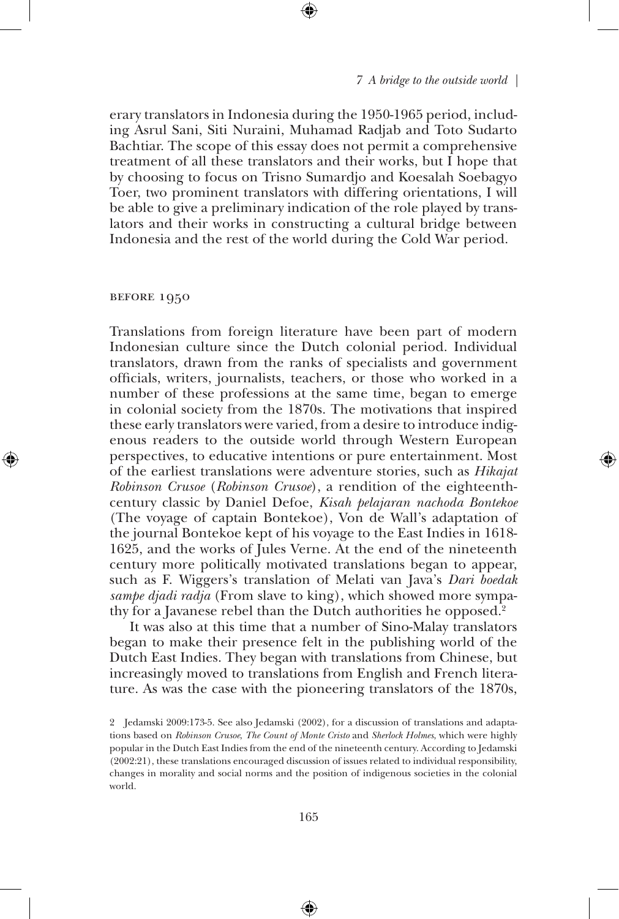erary translators in Indonesia during the 1950-1965 period, including Asrul Sani, Siti Nuraini, Muhamad Radjab and Toto Sudarto Bachtiar. The scope of this essay does not permit a comprehensive treatment of all these translators and their works, but I hope that by choosing to focus on Trisno Sumardjo and Koesalah Soebagyo Toer, two prominent translators with differing orientations, I will be able to give a preliminary indication of the role played by translators and their works in constructing a cultural bridge between Indonesia and the rest of the world during the Cold War period.

## Before 1950

Translations from foreign literature have been part of modern Indonesian culture since the Dutch colonial period. Individual translators, drawn from the ranks of specialists and government officials, writers, journalists, teachers, or those who worked in a number of these professions at the same time, began to emerge in colonial society from the 1870s. The motivations that inspired these early translators were varied, from a desire to introduce indigenous readers to the outside world through Western European perspectives, to educative intentions or pure entertainment. Most of the earliest translations were adventure stories, such as *Hikajat Robinson Crusoe* (*Robinson Crusoe*), a rendition of the eighteenth-century classic by Daniel Defoe, *Kisah pelajaran nachoda Bontekoe* (The voyage of captain Bontekoe), Von de Wall's adaptation of the journal Bontekoe kept of his voyage to the East Indies in 1618-1625, and the works of Jules Verne. At the end of the nineteenth century more politically motivated translations began to appear, such as F. Wiggers's translation of Melati van Java's *Dari boedak sampe djadi radja* (From slave to king), which showed more sympathy for a Javanese rebel than the Dutch authorities he opposed.[2]

It was also at this time that a number of Sino-Malay translators began to make their presence felt in the publishing world of the Dutch East Indies. They began with translations from Chinese, but increasingly moved to translations from English and French literature. As was the case with the pioneering translators of the 1870s,

2 Jedamski 2009:173-5. See also Jedamski (2002), for a discussion of translations and adaptations based on *Robinson Crusoe*, *The Count of Monte Cristo* and *Sherlock Holmes*, which were highly popular in the Dutch East Indies from the end of the nineteenth century. According to Jedamski (2002:21), these translations encouraged discussion of issues related to individual responsibility, changes in morality and social norms and the position of indigenous societies in the colonial world.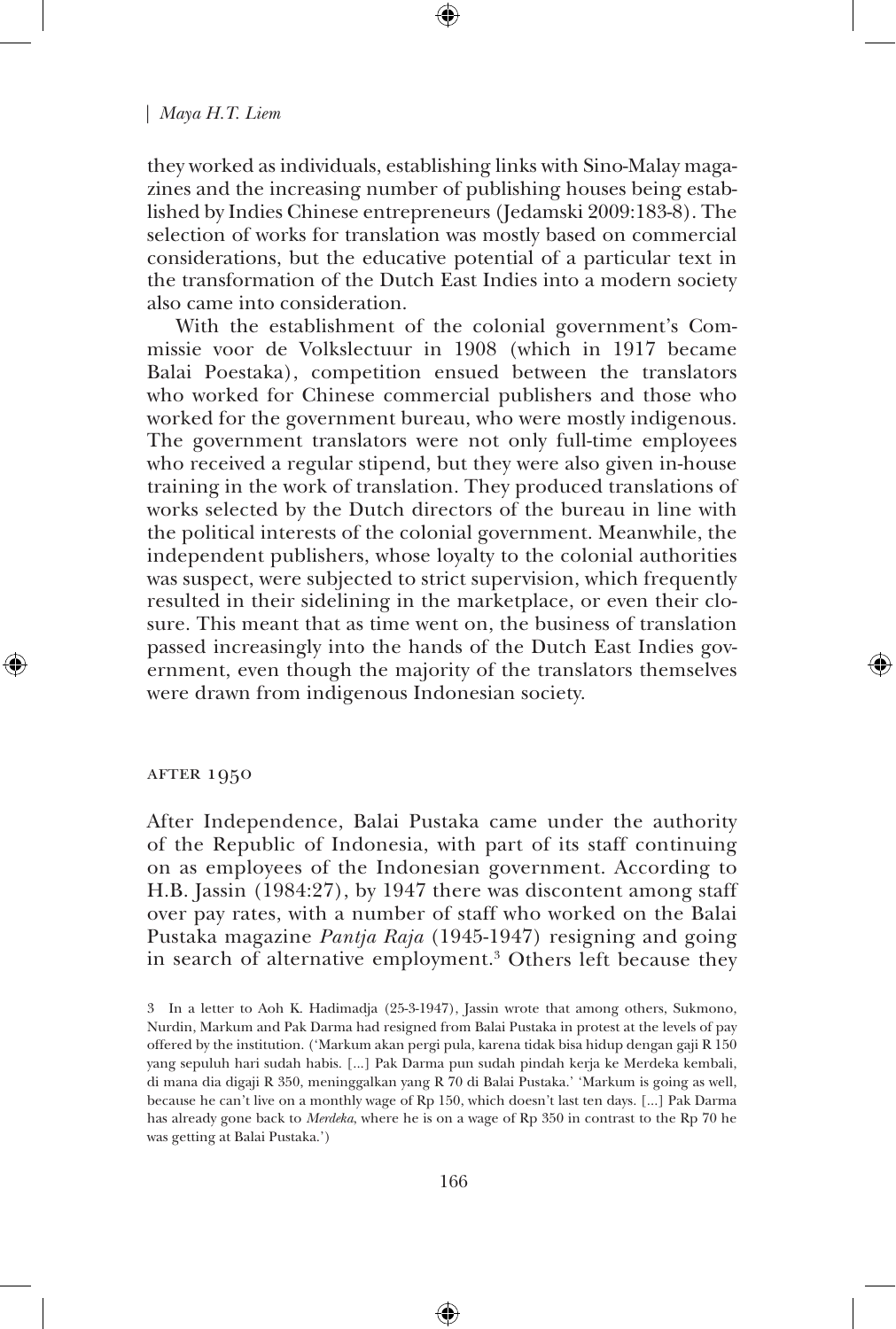they worked as individuals, establishing links with Sino-Malay magazines and the increasing number of publishing houses being established by Indies Chinese entrepreneurs (Jedamski 2009:183-8). The selection of works for translation was mostly based on commercial considerations, but the educative potential of a particular text in the transformation of the Dutch East Indies into a modern society also came into consideration.

With the establishment of the colonial government's Commissie voor de Volkslectuur in 1908 (which in 1917 became Balai Poestaka), competition ensued between the translators who worked for Chinese commercial publishers and those who worked for the government bureau, who were mostly indigenous. The government translators were not only full-time employees who received a regular stipend, but they were also given in-house training in the work of translation. They produced translations of works selected by the Dutch directors of the bureau in line with the political interests of the colonial government. Meanwhile, the independent publishers, whose loyalty to the colonial authorities was suspect, were subjected to strict supervision, which frequently resulted in their sidelining in the marketplace, or even their closure. This meant that as time went on, the business of translation passed increasingly into the hands of the Dutch East Indies government, even though the majority of the translators themselves were drawn from indigenous Indonesian society.

## After 1950

After Independence, Balai Pustaka came under the authority of the Republic of Indonesia, with part of its staff continuing on as employees of the Indonesian government. According to H.B. Jassin (1984:27), by 1947 there was discontent among staff over pay rates, with a number of staff who worked on the Balai Pustaka magazine *Pantja Raja* (1945-1947) resigning and going in search of alternative employment.[3] Others left because they

3 In a letter to Aoh K. Hadimadja (25-3-1947), Jassin wrote that among others, Sukmono, Nurdin, Markum and Pak Darma had resigned from Balai Pustaka in protest at the levels of pay offered by the institution. ('Markum akan pergi pula, karena tidak bisa hidup dengan gaji R 150 yang sepuluh hari sudah habis. [...] Pak Darma pun sudah pindah kerja ke Merdeka kembali, di mana dia digaji R 350, meninggalkan yang R 70 di Balai Pustaka.' 'Markum is going as well, because he can't live on a monthly wage of Rp 150, which doesn't last ten days. [...] Pak Darma has already gone back to *Merdeka*, where he is on a wage of Rp 350 in contrast to the Rp 70 he was getting at Balai Pustaka.')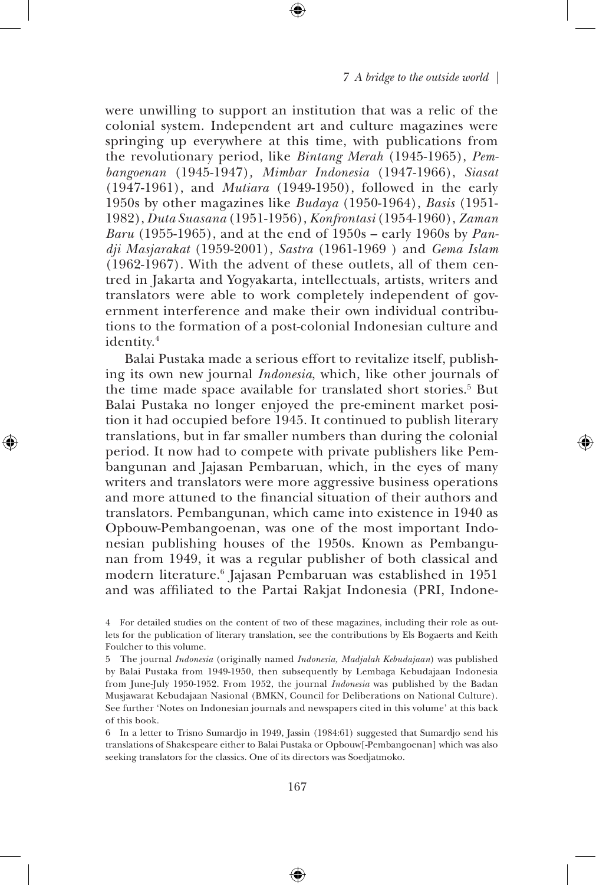were unwilling to support an institution that was a relic of the colonial system. Independent art and culture magazines were springing up everywhere at this time, with publications from the revolutionary period, like *Bintang Merah* (1945-1965), *Pembangoenan* (1945-1947), *Mimbar Indonesia* (1947-1966), *Siasat* (1947-1961), and *Mutiara* (1949-1950), followed in the early 1950s by other magazines like *Budaya* (1950-1964), *Basis* (1951-1982), *Duta Suasana* (1951-1956), *Konfrontasi* (1954-1960), *Zaman Baru* (1955-1965), and at the end of 1950s – early 1960s by *Pandji Masjarakat* (1959-2001), *Sastra* (1961-1969 ) and *Gema Islam* (1962-1967). With the advent of these outlets, all of them centred in Jakarta and Yogyakarta, intellectuals, artists, writers and translators were able to work completely independent of government interference and make their own individual contributions to the formation of a post-colonial Indonesian culture and identity.[4]

Balai Pustaka made a serious effort to revitalize itself, publishing its own new journal *Indonesia*, which, like other journals of the time made space available for translated short stories.[5] But Balai Pustaka no longer enjoyed the pre-eminent market position it had occupied before 1945. It continued to publish literary translations, but in far smaller numbers than during the colonial period. It now had to compete with private publishers like Pembangunan and Jajasan Pembaruan, which, in the eyes of many writers and translators were more aggressive business operations and more attuned to the financial situation of their authors and translators. Pembangunan, which came into existence in 1940 as Opbouw-Pembangoenan, was one of the most important Indonesian publishing houses of the 1950s. Known as Pembangunan from 1949, it was a regular publisher of both classical and modern literature.[6] Jajasan Pembaruan was established in 1951 and was affiliated to the Partai Rakjat Indonesia (PRI, Indone-

4 For detailed studies on the content of two of these magazines, including their role as outlets for the publication of literary translation, see the contributions by Els Bogaerts and Keith Foulcher to this volume.

5 The journal *Indonesia* (originally named *Indonesia, Madjalah Kebudajaan*) was published by Balai Pustaka from 1949-1950, then subsequently by Lembaga Kebudajaan Indonesia from June-July 1950-1952. From 1952, the journal *Indonesia* was published by the Badan Musjawarat Kebudajaan Nasional (BMKN, Council for Deliberations on National Culture). See further 'Notes on Indonesian journals and newspapers cited in this volume' at this back of this book.

6 In a letter to Trisno Sumardjo in 1949, Jassin (1984:61) suggested that Sumardjo send his translations of Shakespeare either to Balai Pustaka or Opbouw[-Pembangoenan] which was also seeking translators for the classics. One of its directors was Soedjatmoko.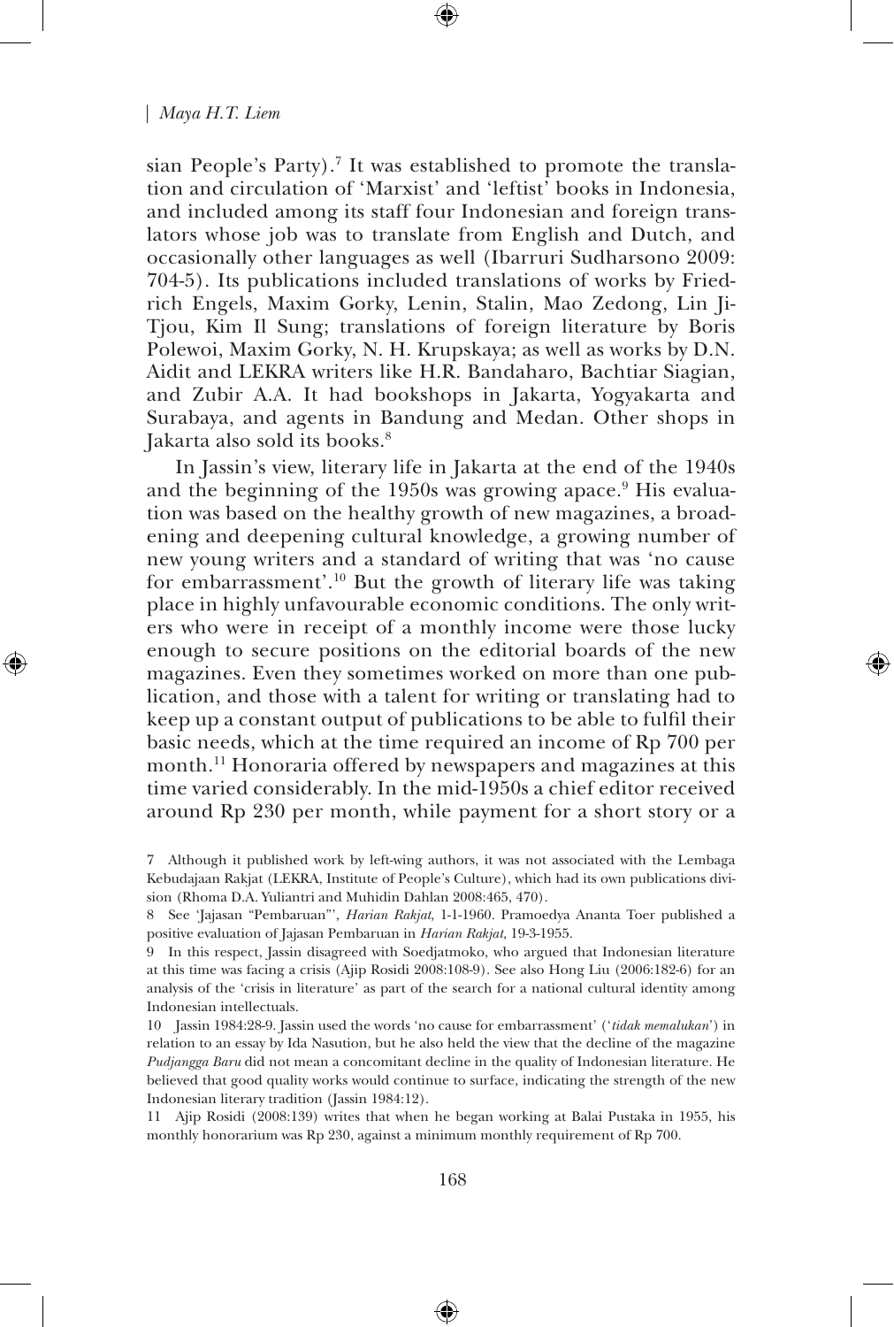sian People's Party).[7] It was established to promote the translation and circulation of 'Marxist' and 'leftist' books in Indonesia, and included among its staff four Indonesian and foreign translators whose job was to translate from English and Dutch, and occasionally other languages as well (Ibarruri Sudharsono 2009: 704-5). Its publications included translations of works by Friedrich Engels, Maxim Gorky, Lenin, Stalin, Mao Zedong, Lin Ji-Tjou, Kim Il Sung; translations of foreign literature by Boris Polewoi, Maxim Gorky, N. H. Krupskaya; as well as works by D.N. Aidit and LEKRA writers like H.R. Bandaharo, Bachtiar Siagian, and Zubir A.A. It had bookshops in Jakarta, Yogyakarta and Surabaya, and agents in Bandung and Medan. Other shops in Jakarta also sold its books.[8]

In Jassin's view, literary life in Jakarta at the end of the 1940s and the beginning of the 1950s was growing apace.[9] His evaluation was based on the healthy growth of new magazines, a broadening and deepening cultural knowledge, a growing number of new young writers and a standard of writing that was 'no cause for embarrassment'.[10] But the growth of literary life was taking place in highly unfavourable economic conditions. The only writers who were in receipt of a monthly income were those lucky enough to secure positions on the editorial boards of the new magazines. Even they sometimes worked on more than one publication, and those with a talent for writing or translating had to keep up a constant output of publications to be able to fulfil their basic needs, which at the time required an income of Rp 700 per month.[11] Honoraria offered by newspapers and magazines at this time varied considerably. In the mid-1950s a chief editor received around Rp 230 per month, while payment for a short story or a

7 Although it published work by left-wing authors, it was not associated with the Lembaga Kebudajaan Rakjat (LEKRA, Institute of People's Culture), which had its own publications division (Rhoma D.A. Yuliantri and Muhidin Dahlan 2008:465, 470).

8 See 'Jajasan "Pembaruan"', *Harian Rakjat*, 1-1-1960. Pramoedya Ananta Toer published a positive evaluation of Jajasan Pembaruan in *Harian Rakjat,* 19-3-1955.

9 In this respect, Jassin disagreed with Soedjatmoko, who argued that Indonesian literature at this time was facing a crisis (Ajip Rosidi 2008:108-9). See also Hong Liu (2006:182-6) for an analysis of the 'crisis in literature' as part of the search for a national cultural identity among Indonesian intellectuals.

10 Jassin 1984:28-9. Jassin used the words 'no cause for embarrassment' ('*tidak memalukan*') in relation to an essay by Ida Nasution, but he also held the view that the decline of the magazine *Pudjangga Baru* did not mean a concomitant decline in the quality of Indonesian literature. He believed that good quality works would continue to surface, indicating the strength of the new Indonesian literary tradition (Jassin 1984:12).

11 Ajip Rosidi (2008:139) writes that when he began working at Balai Pustaka in 1955, his monthly honorarium was Rp 230, against a minimum monthly requirement of Rp 700.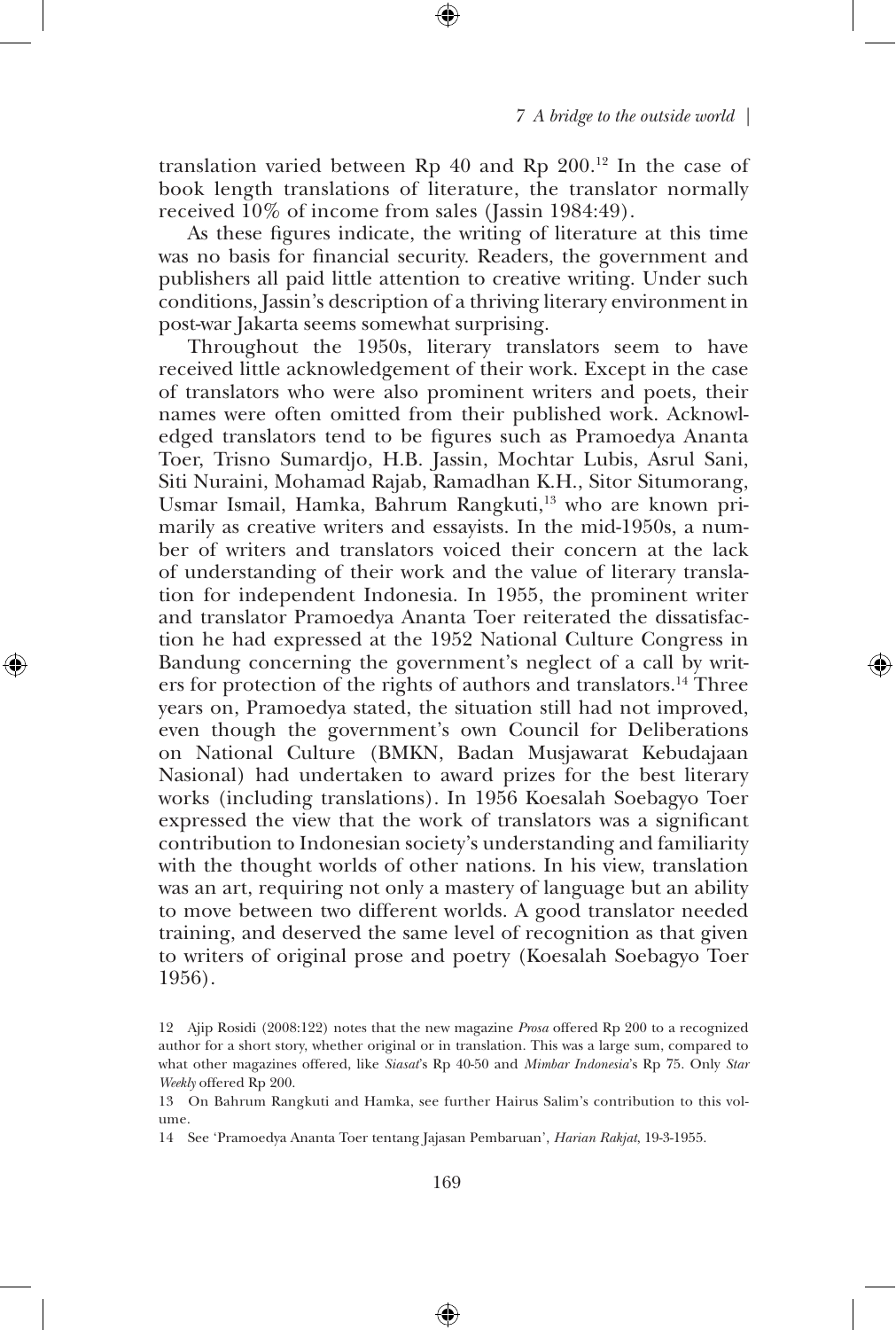translation varied between Rp 40 and Rp 200.[12] In the case of book length translations of literature, the translator normally received 10% of income from sales (Jassin 1984:49).

As these figures indicate, the writing of literature at this time was no basis for financial security. Readers, the government and publishers all paid little attention to creative writing. Under such conditions, Jassin's description of a thriving literary environment in post-war Jakarta seems somewhat surprising.

Throughout the 1950s, literary translators seem to have received little acknowledgement of their work. Except in the case of translators who were also prominent writers and poets, their names were often omitted from their published work. Acknowledged translators tend to be figures such as Pramoedya Ananta Toer, Trisno Sumardjo, H.B. Jassin, Mochtar Lubis, Asrul Sani, Siti Nuraini, Mohamad Rajab, Ramadhan K.H., Sitor Situmorang, Usmar Ismail, Hamka, Bahrum Rangkuti,[13] who are known primarily as creative writers and essayists. In the mid-1950s, a number of writers and translators voiced their concern at the lack of understanding of their work and the value of literary translation for independent Indonesia. In 1955, the prominent writer and translator Pramoedya Ananta Toer reiterated the dissatisfaction he had expressed at the 1952 National Culture Congress in Bandung concerning the government's neglect of a call by writers for protection of the rights of authors and translators.[14] Three years on, Pramoedya stated, the situation still had not improved, even though the government's own Council for Deliberations on National Culture (BMKN, Badan Musjawarat Kebudajaan Nasional) had undertaken to award prizes for the best literary works (including translations). In 1956 Koesalah Soebagyo Toer expressed the view that the work of translators was a significant contribution to Indonesian society's understanding and familiarity with the thought worlds of other nations. In his view, translation was an art, requiring not only a mastery of language but an ability to move between two different worlds. A good translator needed training, and deserved the same level of recognition as that given to writers of original prose and poetry (Koesalah Soebagyo Toer 1956).

12 Ajip Rosidi (2008:122) notes that the new magazine *Prosa* offered Rp 200 to a recognized author for a short story, whether original or in translation. This was a large sum, compared to what other magazines offered, like *Siasat*'s Rp 40-50 and *Mimbar Indonesia*'s Rp 75. Only *Star Weekly* offered Rp 200.

13 On Bahrum Rangkuti and Hamka, see further Hairus Salim's contribution to this volume.

14 See 'Pramoedya Ananta Toer tentang Jajasan Pembaruan', *Harian Rakjat*, 19-3-1955.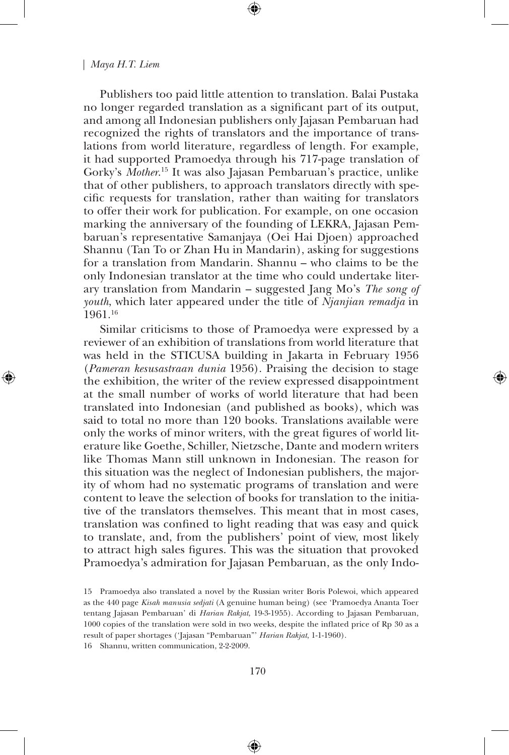Publishers too paid little attention to translation. Balai Pustaka no longer regarded translation as a significant part of its output, and among all Indonesian publishers only Jajasan Pembaruan had recognized the rights of translators and the importance of translations from world literature, regardless of length. For example, it had supported Pramoedya through his 717-page translation of Gorky's *Mother*.[15] It was also Jajasan Pembaruan's practice, unlike that of other publishers, to approach translators directly with specific requests for translation, rather than waiting for translators to offer their work for publication. For example, on one occasion marking the anniversary of the founding of LEKRA, Jajasan Pembaruan's representative Samanjaya (Oei Hai Djoen) approached Shannu (Tan To or Zhan Hu in Mandarin), asking for suggestions for a translation from Mandarin. Shannu – who claims to be the only Indonesian translator at the time who could undertake literary translation from Mandarin – suggested Jang Mo's *The song of youth*, which later appeared under the title of *Njanjian remadja* in 1961.[16]

Similar criticisms to those of Pramoedya were expressed by a reviewer of an exhibition of translations from world literature that was held in the STICUSA building in Jakarta in February 1956 (*Pameran kesusastraan dunia* 1956). Praising the decision to stage the exhibition, the writer of the review expressed disappointment at the small number of works of world literature that had been translated into Indonesian (and published as books), which was said to total no more than 120 books. Translations available were only the works of minor writers, with the great figures of world literature like Goethe, Schiller, Nietzsche, Dante and modern writers like Thomas Mann still unknown in Indonesian. The reason for this situation was the neglect of Indonesian publishers, the majority of whom had no systematic programs of translation and were content to leave the selection of books for translation to the initiative of the translators themselves. This meant that in most cases, translation was confined to light reading that was easy and quick to translate, and, from the publishers' point of view, most likely to attract high sales figures. This was the situation that provoked Pramoedya's admiration for Jajasan Pembaruan, as the only Indo-

15 Pramoedya also translated a novel by the Russian writer Boris Polewoi, which appeared as the 440 page *Kisah manusia sedjati* (A genuine human being) (see 'Pramoedya Ananta Toer tentang Jajasan Pembaruan' di *Harian Rakjat*, 19-3-1955). According to Jajasan Pembaruan, 1000 copies of the translation were sold in two weeks, despite the inflated price of Rp 30 as a result of paper shortages ('Jajasan "Pembaruan"' *Harian Rakjat*, 1-1-1960).

16 Shannu, written communication, 2-2-2009.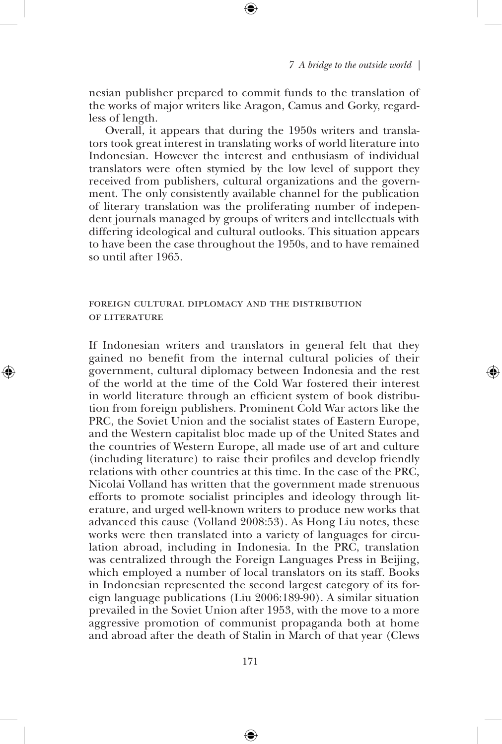nesian publisher prepared to commit funds to the translation of the works of major writers like Aragon, Camus and Gorky, regardless of length.

Overall, it appears that during the 1950s writers and translators took great interest in translating works of world literature into Indonesian. However the interest and enthusiasm of individual translators were often stymied by the low level of support they received from publishers, cultural organizations and the government. The only consistently available channel for the publication of literary translation was the proliferating number of independent journals managed by groups of writers and intellectuals with differing ideological and cultural outlooks. This situation appears to have been the case throughout the 1950s, and to have remained so until after 1965.

## Foreign cultural diplomacy and the distribution of literature

If Indonesian writers and translators in general felt that they gained no benefit from the internal cultural policies of their government, cultural diplomacy between Indonesia and the rest of the world at the time of the Cold War fostered their interest in world literature through an efficient system of book distribution from foreign publishers. Prominent Cold War actors like the PRC, the Soviet Union and the socialist states of Eastern Europe, and the Western capitalist bloc made up of the United States and the countries of Western Europe, all made use of art and culture (including literature) to raise their profiles and develop friendly relations with other countries at this time. In the case of the PRC, Nicolai Volland has written that the government made strenuous efforts to promote socialist principles and ideology through literature, and urged well-known writers to produce new works that advanced this cause (Volland 2008:53). As Hong Liu notes, these works were then translated into a variety of languages for circulation abroad, including in Indonesia. In the PRC, translation was centralized through the Foreign Languages Press in Beijing, which employed a number of local translators on its staff. Books in Indonesian represented the second largest category of its foreign language publications (Liu 2006:189-90). A similar situation prevailed in the Soviet Union after 1953, with the move to a more aggressive promotion of communist propaganda both at home and abroad after the death of Stalin in March of that year (Clews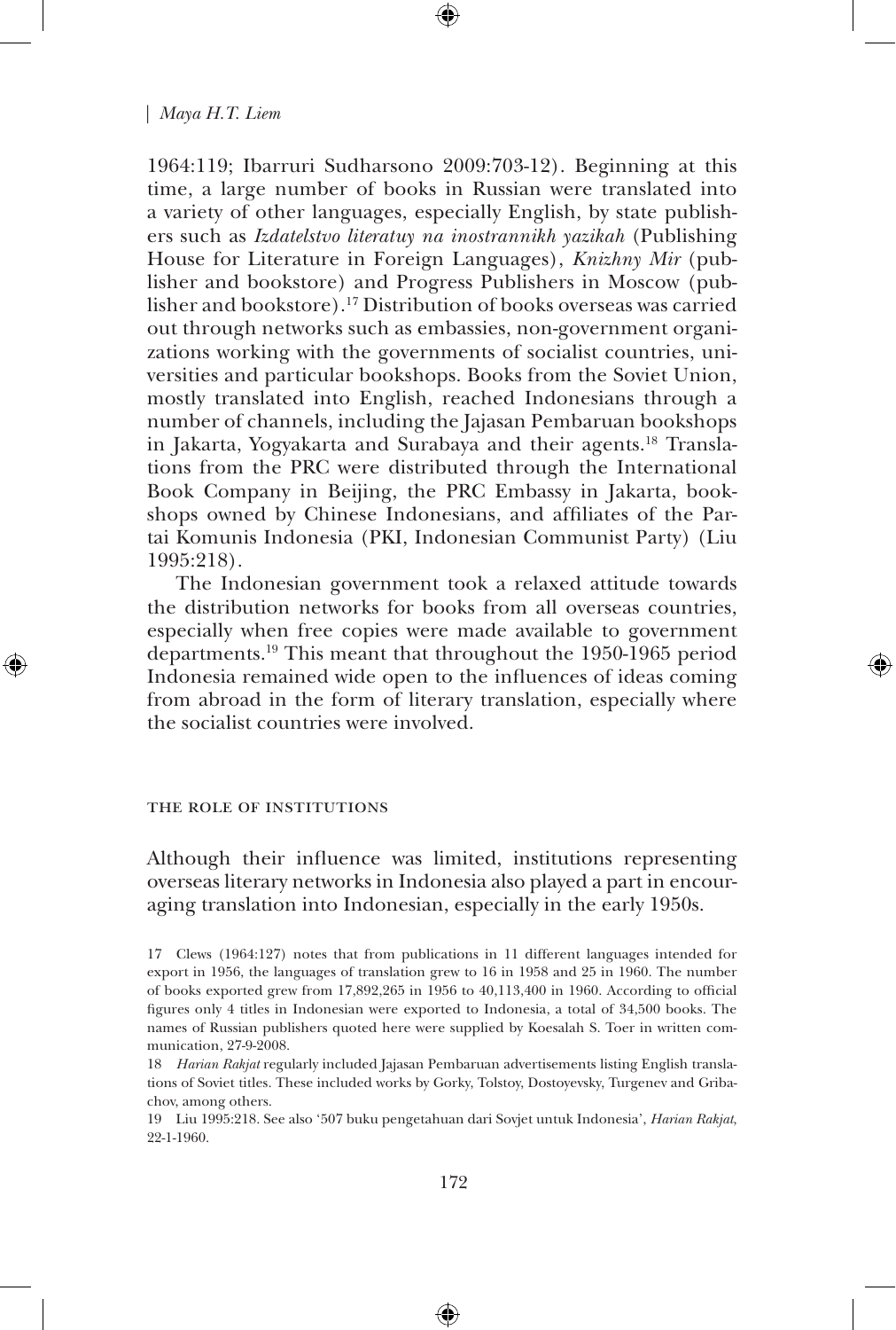1964:119; Ibarruri Sudharsono 2009:703-12). Beginning at this time, a large number of books in Russian were translated into a variety of other languages, especially English, by state publishers such as *Izdatelstvo literatuy na inostrannikh yazikah* (Publishing House for Literature in Foreign Languages), *Knizhny Mir* (publisher and bookstore) and Progress Publishers in Moscow (publisher and bookstore).[17] Distribution of books overseas was carried out through networks such as embassies, non-government organizations working with the governments of socialist countries, universities and particular bookshops. Books from the Soviet Union, mostly translated into English, reached Indonesians through a number of channels, including the Jajasan Pembaruan bookshops in Jakarta, Yogyakarta and Surabaya and their agents.[18] Translations from the PRC were distributed through the International Book Company in Beijing, the PRC Embassy in Jakarta, bookshops owned by Chinese Indonesians, and affiliates of the Partai Komunis Indonesia (PKI, Indonesian Communist Party) (Liu 1995:218).

The Indonesian government took a relaxed attitude towards the distribution networks for books from all overseas countries, especially when free copies were made available to government departments.[19] This meant that throughout the 1950-1965 period Indonesia remained wide open to the influences of ideas coming from abroad in the form of literary translation, especially where the socialist countries were involved.

## The role of institutions

Although their influence was limited, institutions representing overseas literary networks in Indonesia also played a part in encouraging translation into Indonesian, especially in the early 1950s.

17 Clews (1964:127) notes that from publications in 11 different languages intended for export in 1956, the languages of translation grew to 16 in 1958 and 25 in 1960. The number of books exported grew from 17,892,265 in 1956 to 40,113,400 in 1960. According to official figures only 4 titles in Indonesian were exported to Indonesia, a total of 34,500 books. The names of Russian publishers quoted here were supplied by Koesalah S. Toer in written communication, 27-9-2008.

18 *Harian Rakjat* regularly included Jajasan Pembaruan advertisements listing English translations of Soviet titles. These included works by Gorky, Tolstoy, Dostoyevsky, Turgenev and Gribachov, among others.

19 Liu 1995:218. See also '507 buku pengetahuan dari Sovjet untuk Indonesia', *Harian Rakjat*, 22-1-1960.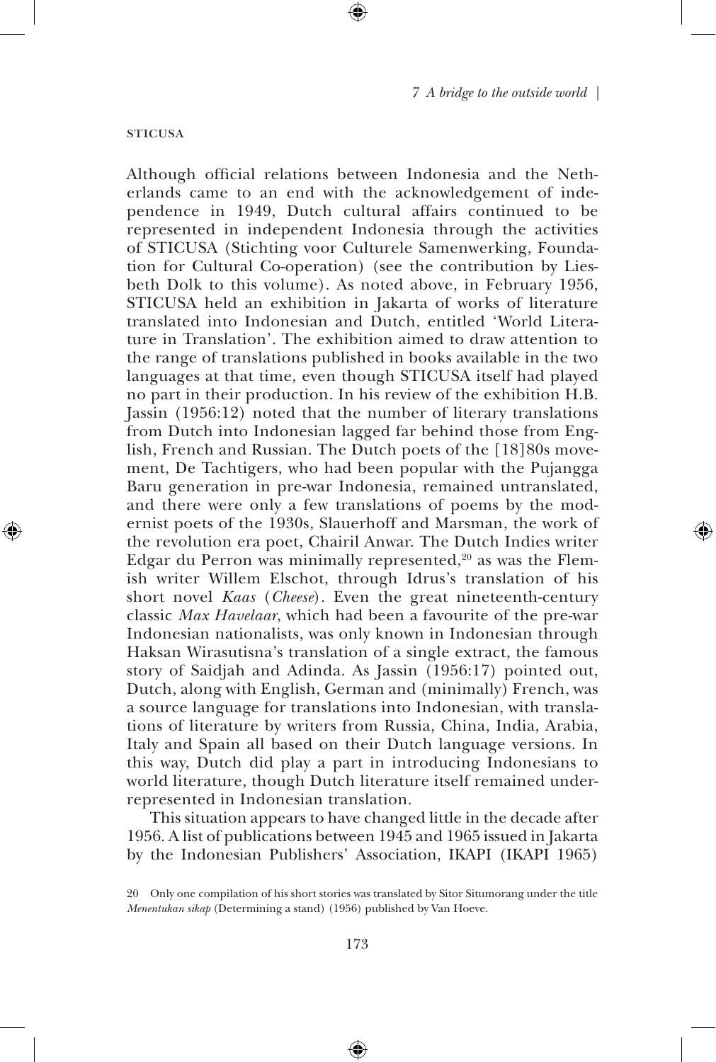### STICUSA

Although official relations between Indonesia and the Netherlands came to an end with the acknowledgement of independence in 1949, Dutch cultural affairs continued to be represented in independent Indonesia through the activities of STICUSA (Stichting voor Culturele Samenwerking, Foundation for Cultural Co-operation) (see the contribution by Liesbeth Dolk to this volume). As noted above, in February 1956, STICUSA held an exhibition in Jakarta of works of literature translated into Indonesian and Dutch, entitled 'World Literature in Translation'. The exhibition aimed to draw attention to the range of translations published in books available in the two languages at that time, even though STICUSA itself had played no part in their production. In his review of the exhibition H.B. Jassin (1956:12) noted that the number of literary translations from Dutch into Indonesian lagged far behind those from English, French and Russian. The Dutch poets of the [18]80s movement, De Tachtigers, who had been popular with the Pujangga Baru generation in pre-war Indonesia, remained untranslated, and there were only a few translations of poems by the modernist poets of the 1930s, Slauerhoff and Marsman, the work of the revolution era poet, Chairil Anwar. The Dutch Indies writer Edgar du Perron was minimally represented,[20] as was the Flemish writer Willem Elschot, through Idrus's translation of his short novel *Kaas* (*Cheese*). Even the great nineteenth-century classic *Max Havelaar*, which had been a favourite of the pre-war Indonesian nationalists, was only known in Indonesian through Haksan Wirasutisna's translation of a single extract, the famous story of Saidjah and Adinda. As Jassin (1956:17) pointed out, Dutch, along with English, German and (minimally) French, was a source language for translations into Indonesian, with translations of literature by writers from Russia, China, India, Arabia, Italy and Spain all based on their Dutch language versions. In this way, Dutch did play a part in introducing Indonesians to world literature, though Dutch literature itself remained underrepresented in Indonesian translation.

This situation appears to have changed little in the decade after 1956. A list of publications between 1945 and 1965 issued in Jakarta by the Indonesian Publishers' Association, IKAPI (IKAPI 1965)

20 Only one compilation of his short stories was translated by Sitor Situmorang under the title *Menentukan sikap* (Determining a stand) (1956) published by Van Hoeve.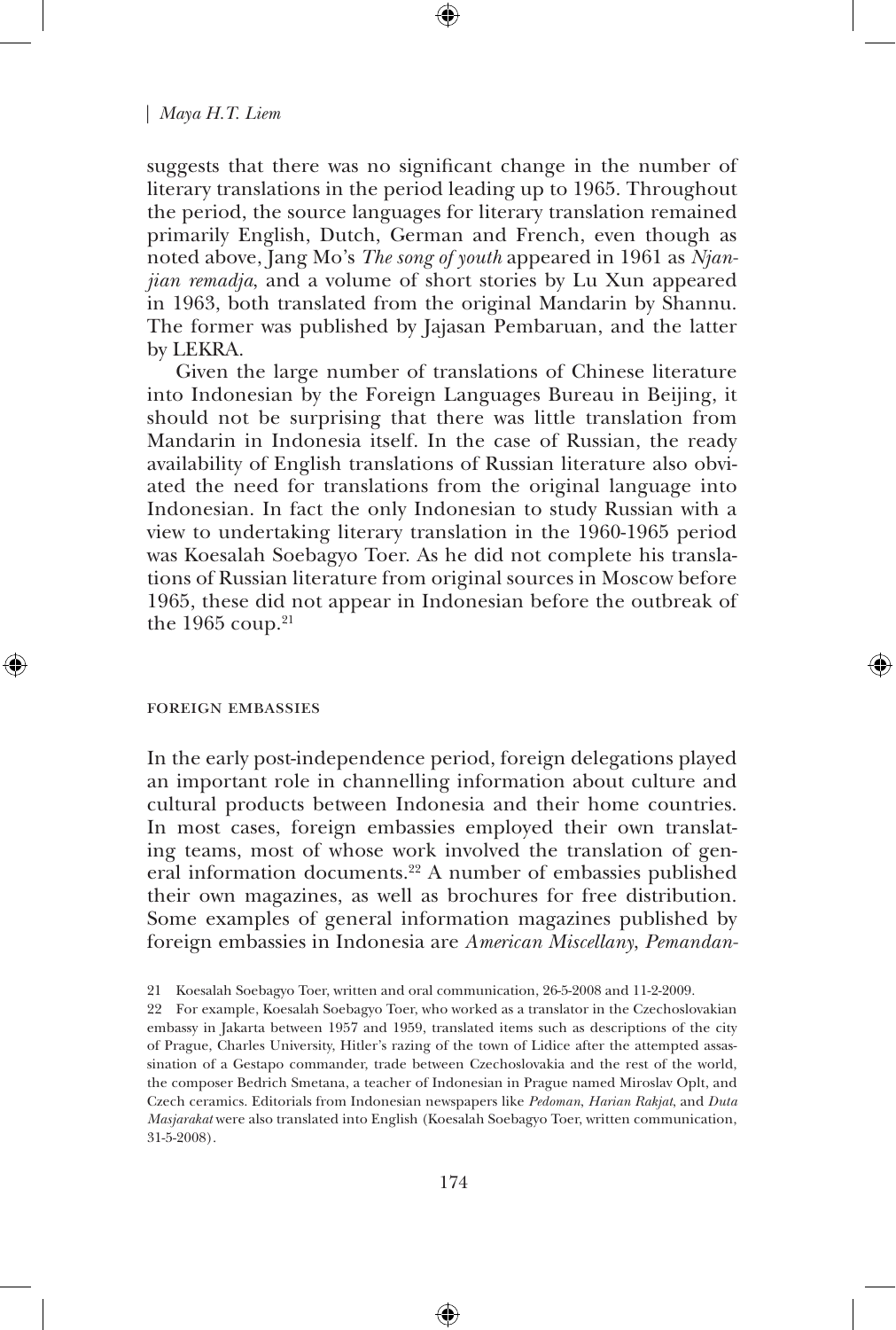suggests that there was no significant change in the number of literary translations in the period leading up to 1965. Throughout the period, the source languages for literary translation remained primarily English, Dutch, German and French, even though as noted above, Jang Mo's *The song of youth* appeared in 1961 as *Njanjian remadja*, and a volume of short stories by Lu Xun appeared in 1963, both translated from the original Mandarin by Shannu. The former was published by Jajasan Pembaruan, and the latter by LEKRA.

Given the large number of translations of Chinese literature into Indonesian by the Foreign Languages Bureau in Beijing, it should not be surprising that there was little translation from Mandarin in Indonesia itself. In the case of Russian, the ready availability of English translations of Russian literature also obviated the need for translations from the original language into Indonesian. In fact the only Indonesian to study Russian with a view to undertaking literary translation in the 1960-1965 period was Koesalah Soebagyo Toer. As he did not complete his translations of Russian literature from original sources in Moscow before 1965, these did not appear in Indonesian before the outbreak of the 1965 coup.[21]

## Foreign embassies

In the early post-independence period, foreign delegations played an important role in channelling information about culture and cultural products between Indonesia and their home countries. In most cases, foreign embassies employed their own translating teams, most of whose work involved the translation of general information documents.[22] A number of embassies published their own magazines, as well as brochures for free distribution. Some examples of general information magazines published by foreign embassies in Indonesia are *American Miscellany*, *Pemandan-*

21 Koesalah Soebagyo Toer, written and oral communication, 26-5-2008 and 11-2-2009.

22 For example, Koesalah Soebagyo Toer, who worked as a translator in the Czechoslovakian embassy in Jakarta between 1957 and 1959, translated items such as descriptions of the city of Prague, Charles University, Hitler's razing of the town of Lidice after the attempted assassination of a Gestapo commander, trade between Czechoslovakia and the rest of the world, the composer Bedrich Smetana, a teacher of Indonesian in Prague named Miroslav Oplt, and Czech ceramics. Editorials from Indonesian newspapers like *Pedoman*, *Harian Rakjat*, and *Duta Masjarakat* were also translated into English (Koesalah Soebagyo Toer, written communication, 31-5-2008).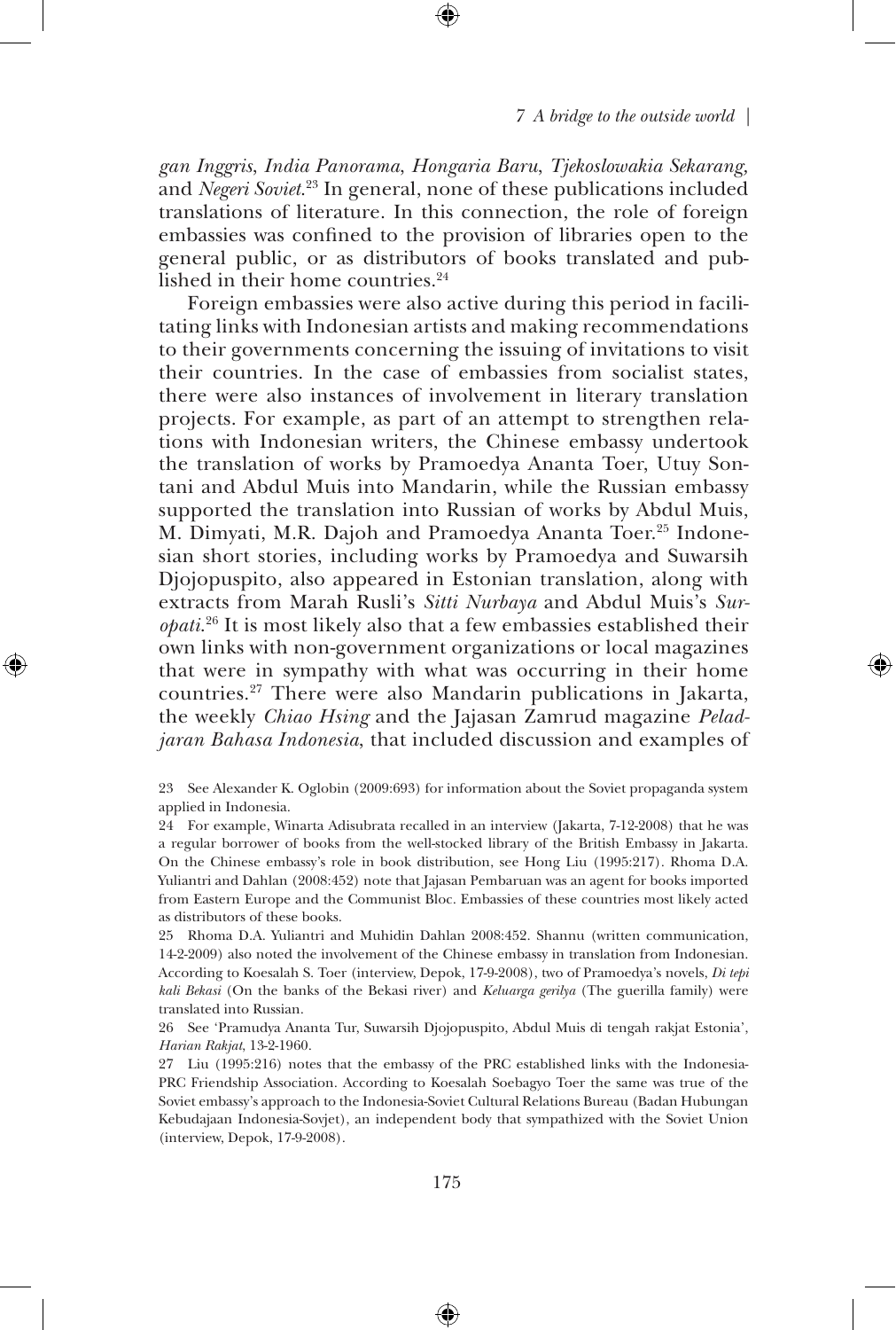*gan Inggris*, *India Panorama*, *Hongaria Baru*, *Tjekoslowakia Sekarang,* and *Negeri Soviet*.[23] In general, none of these publications included translations of literature. In this connection, the role of foreign embassies was confined to the provision of libraries open to the general public, or as distributors of books translated and published in their home countries.[24]

Foreign embassies were also active during this period in facilitating links with Indonesian artists and making recommendations to their governments concerning the issuing of invitations to visit their countries. In the case of embassies from socialist states, there were also instances of involvement in literary translation projects. For example, as part of an attempt to strengthen relations with Indonesian writers, the Chinese embassy undertook the translation of works by Pramoedya Ananta Toer, Utuy Sontani and Abdul Muis into Mandarin, while the Russian embassy supported the translation into Russian of works by Abdul Muis, M. Dimyati, M.R. Dajoh and Pramoedya Ananta Toer.[25] Indonesian short stories, including works by Pramoedya and Suwarsih Djojopuspito, also appeared in Estonian translation, along with extracts from Marah Rusli's *Sitti Nurbaya* and Abdul Muis's *Suropati*.[26] It is most likely also that a few embassies established their own links with non-government organizations or local magazines that were in sympathy with what was occurring in their home countries.[27] There were also Mandarin publications in Jakarta, the weekly *Chiao Hsing* and the Jajasan Zamrud magazine *Peladjaran Bahasa Indonesia*, that included discussion and examples of

23 See Alexander K. Oglobin (2009:693) for information about the Soviet propaganda system applied in Indonesia.

24 For example, Winarta Adisubrata recalled in an interview (Jakarta, 7-12-2008) that he was a regular borrower of books from the well-stocked library of the British Embassy in Jakarta. On the Chinese embassy's role in book distribution, see Hong Liu (1995:217). Rhoma D.A. Yuliantri and Dahlan (2008:452) note that Jajasan Pembaruan was an agent for books imported from Eastern Europe and the Communist Bloc. Embassies of these countries most likely acted as distributors of these books.

25 Rhoma D.A. Yuliantri and Muhidin Dahlan 2008:452. Shannu (written communication, 14-2-2009) also noted the involvement of the Chinese embassy in translation from Indonesian. According to Koesalah S. Toer (interview, Depok, 17-9-2008), two of Pramoedya's novels, *Di tepi kali Bekasi* (On the banks of the Bekasi river) and *Keluarga gerilya* (The guerilla family) were translated into Russian.

26 See 'Pramudya Ananta Tur, Suwarsih Djojopuspito, Abdul Muis di tengah rakjat Estonia', *Harian Rakjat*, 13-2-1960.

27 Liu (1995:216) notes that the embassy of the PRC established links with the Indonesia-PRC Friendship Association. According to Koesalah Soebagyo Toer the same was true of the Soviet embassy's approach to the Indonesia-Soviet Cultural Relations Bureau (Badan Hubungan Kebudajaan Indonesia-Sovjet), an independent body that sympathized with the Soviet Union (interview, Depok, 17-9-2008).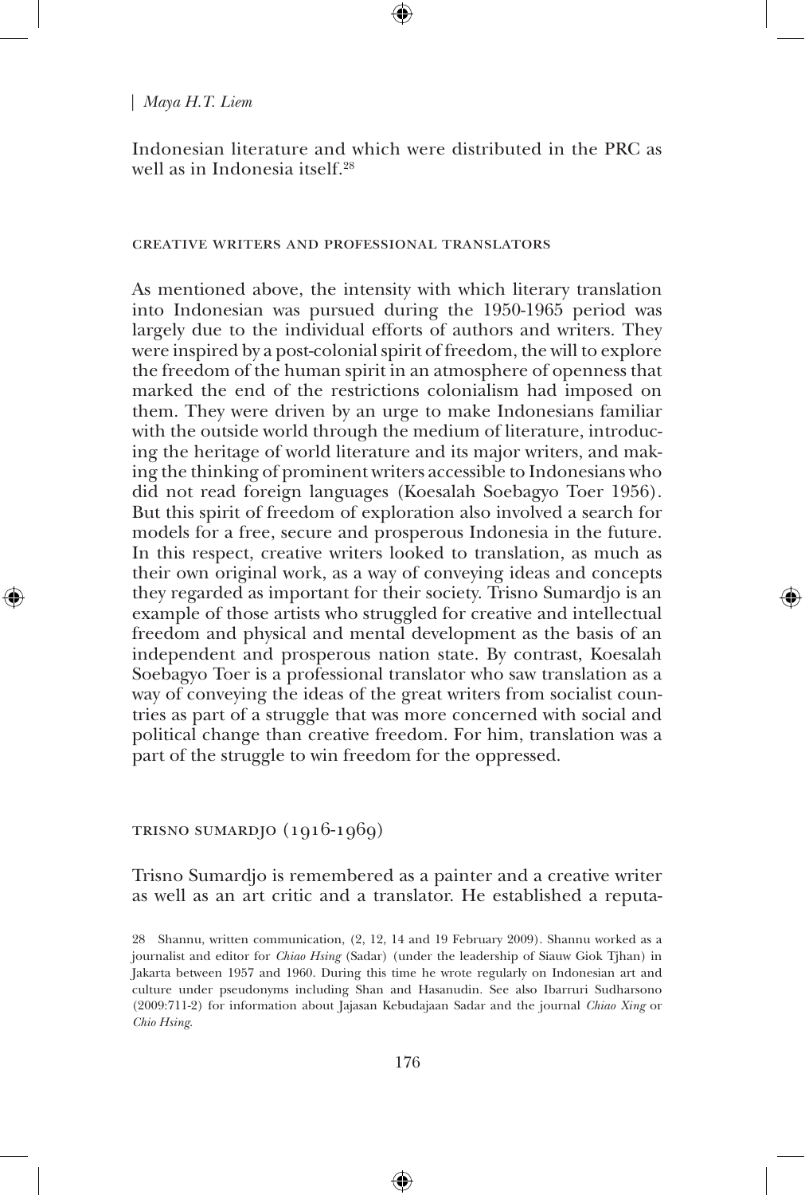Indonesian literature and which were distributed in the PRC as well as in Indonesia itself.[28]

## Creative writers and professional translators

As mentioned above, the intensity with which literary translation into Indonesian was pursued during the 1950-1965 period was largely due to the individual efforts of authors and writers. They were inspired by a post-colonial spirit of freedom, the will to explore the freedom of the human spirit in an atmosphere of openness that marked the end of the restrictions colonialism had imposed on them. They were driven by an urge to make Indonesians familiar with the outside world through the medium of literature, introducing the heritage of world literature and its major writers, and making the thinking of prominent writers accessible to Indonesians who did not read foreign languages (Koesalah Soebagyo Toer 1956). But this spirit of freedom of exploration also involved a search for models for a free, secure and prosperous Indonesia in the future. In this respect, creative writers looked to translation, as much as their own original work, as a way of conveying ideas and concepts they regarded as important for their society. Trisno Sumardjo is an example of those artists who struggled for creative and intellectual freedom and physical and mental development as the basis of an independent and prosperous nation state. By contrast, Koesalah Soebagyo Toer is a professional translator who saw translation as a way of conveying the ideas of the great writers from socialist countries as part of a struggle that was more concerned with social and political change than creative freedom. For him, translation was a part of the struggle to win freedom for the oppressed.

### Trisno Sumardjo (1916-1969)

Trisno Sumardjo is remembered as a painter and a creative writer as well as an art critic and a translator. He established a reputa-

28 Shannu, written communication, (2, 12, 14 and 19 February 2009). Shannu worked as a journalist and editor for *Chiao Hsing* (Sadar) (under the leadership of Siauw Giok Tjhan) in Jakarta between 1957 and 1960. During this time he wrote regularly on Indonesian art and culture under pseudonyms including Shan and Hasanudin. See also Ibarruri Sudharsono (2009:711-2) for information about Jajasan Kebudajaan Sadar and the journal *Chiao Xing* or *Chio Hsing*.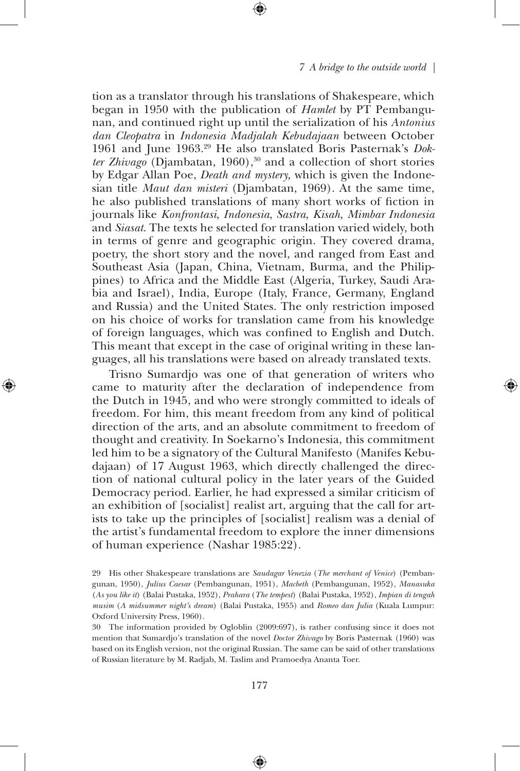tion as a translator through his translations of Shakespeare, which began in 1950 with the publication of *Hamlet* by PT Pembangunan, and continued right up until the serialization of his *Antonius dan Cleopatra* in *Indonesia Madjalah Kebudajaan* between October 1961 and June 1963.[29] He also translated Boris Pasternak's *Dokter Zhivago* (Djambatan, 1960),[30] and a collection of short stories by Edgar Allan Poe, *Death and mystery,* which is given the Indonesian title *Maut dan misteri* (Djambatan, 1969). At the same time, he also published translations of many short works of fiction in journals like *Konfrontasi*, *Indonesia*, *Sastra*, *Kisah*, *Mimbar Indonesia* and *Siasat*. The texts he selected for translation varied widely, both in terms of genre and geographic origin. They covered drama, poetry, the short story and the novel, and ranged from East and Southeast Asia (Japan, China, Vietnam, Burma, and the Philippines) to Africa and the Middle East (Algeria, Turkey, Saudi Arabia and Israel), India, Europe (Italy, France, Germany, England and Russia) and the United States. The only restriction imposed on his choice of works for translation came from his knowledge of foreign languages, which was confined to English and Dutch. This meant that except in the case of original writing in these languages, all his translations were based on already translated texts.

Trisno Sumardjo was one of that generation of writers who came to maturity after the declaration of independence from the Dutch in 1945, and who were strongly committed to ideals of freedom. For him, this meant freedom from any kind of political direction of the arts, and an absolute commitment to freedom of thought and creativity. In Soekarno's Indonesia, this commitment led him to be a signatory of the Cultural Manifesto (Manifes Kebudajaan) of 17 August 1963, which directly challenged the direction of national cultural policy in the later years of the Guided Democracy period. Earlier, he had expressed a similar criticism of an exhibition of [socialist] realist art, arguing that the call for artists to take up the principles of [socialist] realism was a denial of the artist's fundamental freedom to explore the inner dimensions of human experience (Nashar 1985:22).

29 His other Shakespeare translations are *Saudagar Venezia* (*The merchant of Venice*) (Pembangunan, 1950), *Julius Caesar* (Pembangunan, 1951), *Macbeth* (Pembangunan, 1952), *Manasuka* (*As you like it*) (Balai Pustaka, 1952), *Prahara* (*The tempest*) (Balai Pustaka, 1952), *Impian di tengah musim* (*A midsummer night's dream*) (Balai Pustaka, 1955) and *Romeo dan Julia* (Kuala Lumpur: Oxford University Press, 1960).

30 The information provided by Ogloblin (2009:697), is rather confusing since it does not mention that Sumardjo's translation of the novel *Doctor Zhivago* by Boris Pasternak (1960) was based on its English version, not the original Russian. The same can be said of other translations of Russian literature by M. Radjab, M. Taslim and Pramoedya Ananta Toer.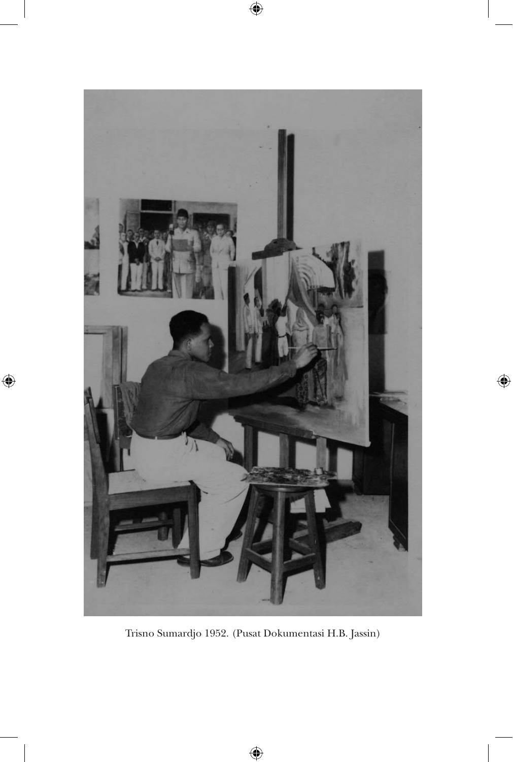Trisno Sumardjo 1952. (Pusat Dokumentasi H.B. Jassin)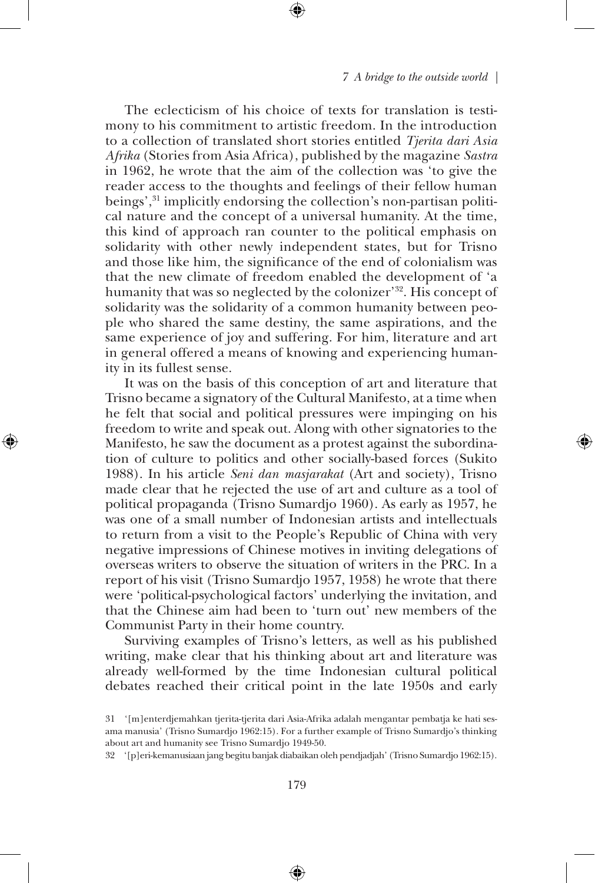The eclecticism of his choice of texts for translation is testimony to his commitment to artistic freedom. In the introduction to a collection of translated short stories entitled *Tjerita dari Asia Afrika* (Stories from Asia Africa), published by the magazine *Sastra* in 1962, he wrote that the aim of the collection was 'to give the reader access to the thoughts and feelings of their fellow human beings',[31] implicitly endorsing the collection's non-partisan political nature and the concept of a universal humanity. At the time, this kind of approach ran counter to the political emphasis on solidarity with other newly independent states, but for Trisno and those like him, the significance of the end of colonialism was that the new climate of freedom enabled the development of 'a humanity that was so neglected by the colonizer'[32]. His concept of solidarity was the solidarity of a common humanity between people who shared the same destiny, the same aspirations, and the same experience of joy and suffering. For him, literature and art in general offered a means of knowing and experiencing humanity in its fullest sense.

It was on the basis of this conception of art and literature that Trisno became a signatory of the Cultural Manifesto, at a time when he felt that social and political pressures were impinging on his freedom to write and speak out. Along with other signatories to the Manifesto, he saw the document as a protest against the subordination of culture to politics and other socially-based forces (Sukito 1988). In his article *Seni dan masjarakat* (Art and society), Trisno made clear that he rejected the use of art and culture as a tool of political propaganda (Trisno Sumardjo 1960). As early as 1957, he was one of a small number of Indonesian artists and intellectuals to return from a visit to the People's Republic of China with very negative impressions of Chinese motives in inviting delegations of overseas writers to observe the situation of writers in the PRC. In a report of his visit (Trisno Sumardjo 1957, 1958) he wrote that there were 'political-psychological factors' underlying the invitation, and that the Chinese aim had been to 'turn out' new members of the Communist Party in their home country.

Surviving examples of Trisno's letters, as well as his published writing, make clear that his thinking about art and literature was already well-formed by the time Indonesian cultural political debates reached their critical point in the late 1950s and early

31 '[m]enterdjemahkan tjerita-tjerita dari Asia-Afrika adalah mengantar pembatja ke hati sesama manusia' (Trisno Sumardjo 1962:15). For a further example of Trisno Sumardjo's thinking about art and humanity see Trisno Sumardjo 1949-50.

32 '[p]eri-kemanusiaan jang begitu banjak diabaikan oleh pendjadjah' (Trisno Sumardjo 1962:15).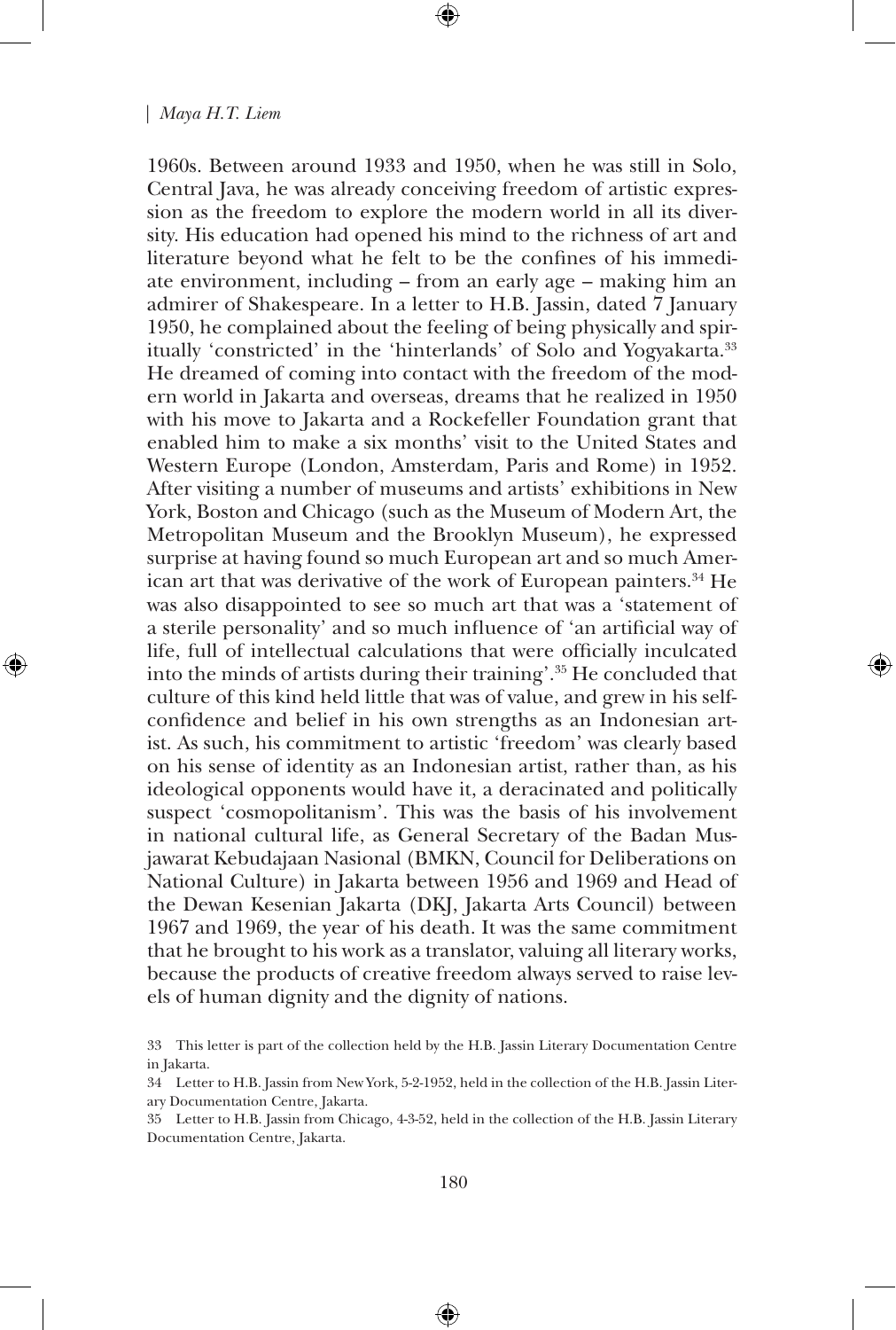1960s. Between around 1933 and 1950, when he was still in Solo, Central Java, he was already conceiving freedom of artistic expression as the freedom to explore the modern world in all its diversity. His education had opened his mind to the richness of art and literature beyond what he felt to be the confines of his immediate environment, including – from an early age – making him an admirer of Shakespeare. In a letter to H.B. Jassin, dated 7 January 1950, he complained about the feeling of being physically and spiritually 'constricted' in the 'hinterlands' of Solo and Yogyakarta.[33] He dreamed of coming into contact with the freedom of the modern world in Jakarta and overseas, dreams that he realized in 1950 with his move to Jakarta and a Rockefeller Foundation grant that enabled him to make a six months' visit to the United States and Western Europe (London, Amsterdam, Paris and Rome) in 1952. After visiting a number of museums and artists' exhibitions in New York, Boston and Chicago (such as the Museum of Modern Art, the Metropolitan Museum and the Brooklyn Museum), he expressed surprise at having found so much European art and so much American art that was derivative of the work of European painters.[34] He was also disappointed to see so much art that was a 'statement of a sterile personality' and so much influence of 'an artificial way of life, full of intellectual calculations that were officially inculcated into the minds of artists during their training'.[35] He concluded that culture of this kind held little that was of value, and grew in his self-confidence and belief in his own strengths as an Indonesian artist. As such, his commitment to artistic 'freedom' was clearly based on his sense of identity as an Indonesian artist, rather than, as his ideological opponents would have it, a deracinated and politically suspect 'cosmopolitanism'. This was the basis of his involvement in national cultural life, as General Secretary of the Badan Musjawarat Kebudajaan Nasional (BMKN, Council for Deliberations on National Culture) in Jakarta between 1956 and 1969 and Head of the Dewan Kesenian Jakarta (DKJ, Jakarta Arts Council) between 1967 and 1969, the year of his death. It was the same commitment that he brought to his work as a translator, valuing all literary works, because the products of creative freedom always served to raise levels of human dignity and the dignity of nations.

33 This letter is part of the collection held by the H.B. Jassin Literary Documentation Centre in Jakarta.

34 Letter to H.B. Jassin from New York, 5-2-1952, held in the collection of the H.B. Jassin Literary Documentation Centre, Jakarta.

35 Letter to H.B. Jassin from Chicago, 4-3-52, held in the collection of the H.B. Jassin Literary Documentation Centre, Jakarta.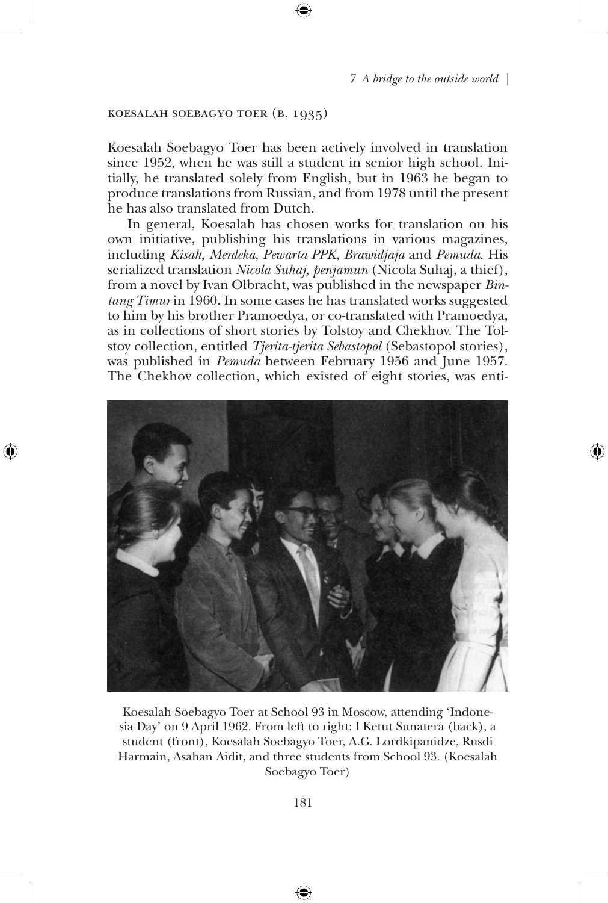## Koesalah Soebagyo Toer (b. 1935)

Koesalah Soebagyo Toer has been actively involved in translation since 1952, when he was still a student in senior high school. Initially, he translated solely from English, but in 1963 he began to produce translations from Russian, and from 1978 until the present he has also translated from Dutch.

In general, Koesalah has chosen works for translation on his own initiative, publishing his translations in various magazines, including *Kisah*, *Merdeka*, *Pewarta PPK*, *Brawidjaja* and *Pemuda*. His serialized translation *Nicola Suhaj, penjamun* (Nicola Suhaj, a thief), from a novel by Ivan Olbracht, was published in the newspaper *Bintang Timur* in 1960. In some cases he has translated works suggested to him by his brother Pramoedya, or co-translated with Pramoedya, as in collections of short stories by Tolstoy and Chekhov. The Tolstoy collection, entitled *Tjerita-tjerita Sebastopol* (Sebastopol stories), was published in *Pemuda* between February 1956 and June 1957. The Chekhov collection, which existed of eight stories, was enti-

Koesalah Soebagyo Toer at School 93 in Moscow, attending 'Indonesia Day' on 9 April 1962. From left to right: I Ketut Sunatera (back), a student (front), Koesalah Soebagyo Toer, A.G. Lordkipanidze, Rusdi Harmain, Asahan Aidit, and three students from School 93. (Koesalah Soebagyo Toer)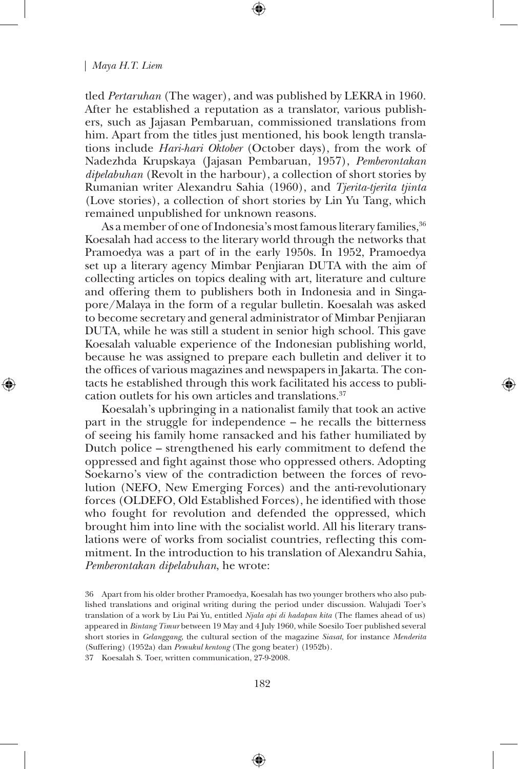tled *Pertaruhan* (The wager), and was published by LEKRA in 1960. After he established a reputation as a translator, various publishers, such as Jajasan Pembaruan, commissioned translations from him. Apart from the titles just mentioned, his book length translations include *Hari-hari Oktober* (October days), from the work of Nadezhda Krupskaya (Jajasan Pembaruan, 1957), *Pemberontakan dipelabuhan* (Revolt in the harbour), a collection of short stories by Rumanian writer Alexandru Sahia (1960), and *Tjerita-tjerita tjinta* (Love stories), a collection of short stories by Lin Yu Tang, which remained unpublished for unknown reasons.

As a member of one of Indonesia's most famous literary families,[36] Koesalah had access to the literary world through the networks that Pramoedya was a part of in the early 1950s. In 1952, Pramoedya set up a literary agency Mimbar Penjiaran DUTA with the aim of collecting articles on topics dealing with art, literature and culture and offering them to publishers both in Indonesia and in Singapore/Malaya in the form of a regular bulletin. Koesalah was asked to become secretary and general administrator of Mimbar Penjiaran DUTA, while he was still a student in senior high school. This gave Koesalah valuable experience of the Indonesian publishing world, because he was assigned to prepare each bulletin and deliver it to the offices of various magazines and newspapers in Jakarta. The contacts he established through this work facilitated his access to publication outlets for his own articles and translations.[37]

Koesalah's upbringing in a nationalist family that took an active part in the struggle for independence – he recalls the bitterness of seeing his family home ransacked and his father humiliated by Dutch police – strengthened his early commitment to defend the oppressed and fight against those who oppressed others. Adopting Soekarno's view of the contradiction between the forces of revolution (NEFO, New Emerging Forces) and the anti-revolutionary forces (OLDEFO, Old Established Forces), he identified with those who fought for revolution and defended the oppressed, which brought him into line with the socialist world. All his literary translations were of works from socialist countries, reflecting this commitment. In the introduction to his translation of Alexandru Sahia, *Pemberontakan dipelabuhan*, he wrote:

36 Apart from his older brother Pramoedya, Koesalah has two younger brothers who also published translations and original writing during the period under discussion. Walujadi Toer's translation of a work by Liu Pai Yu, entitled *Njala api di hadapan kita* (The flames ahead of us) appeared in *Bintang Timur* between 19 May and 4 July 1960, while Soesilo Toer published several short stories in *Gelanggang*, the cultural section of the magazine *Siasat*, for instance *Menderita* (Suffering) (1952a) dan *Pemukul kentong* (The gong beater) (1952b).

37 Koesalah S. Toer, written communication, 27-9-2008.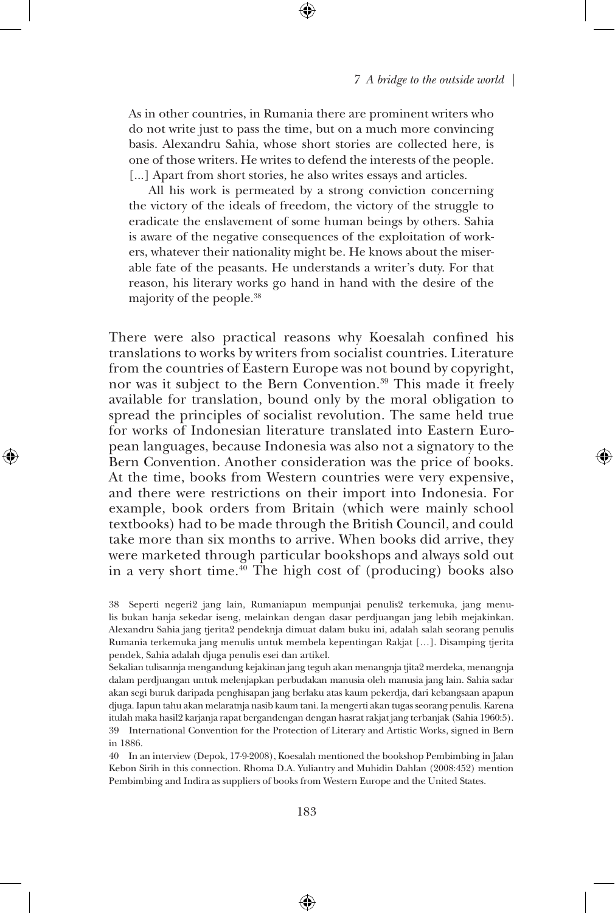As in other countries, in Rumania there are prominent writers who do not write just to pass the time, but on a much more convincing basis. Alexandru Sahia, whose short stories are collected here, is one of those writers. He writes to defend the interests of the people. [...] Apart from short stories, he also writes essays and articles.

All his work is permeated by a strong conviction concerning the victory of the ideals of freedom, the victory of the struggle to eradicate the enslavement of some human beings by others. Sahia is aware of the negative consequences of the exploitation of workers, whatever their nationality might be. He knows about the miserable fate of the peasants. He understands a writer's duty. For that reason, his literary works go hand in hand with the desire of the majority of the people.[38]

There were also practical reasons why Koesalah confined his translations to works by writers from socialist countries. Literature from the countries of Eastern Europe was not bound by copyright, nor was it subject to the Bern Convention.[39] This made it freely available for translation, bound only by the moral obligation to spread the principles of socialist revolution. The same held true for works of Indonesian literature translated into Eastern European languages, because Indonesia was also not a signatory to the Bern Convention. Another consideration was the price of books. At the time, books from Western countries were very expensive, and there were restrictions on their import into Indonesia. For example, book orders from Britain (which were mainly school textbooks) had to be made through the British Council, and could take more than six months to arrive. When books did arrive, they were marketed through particular bookshops and always sold out in a very short time.[40] The high cost of (producing) books also

38 Seperti negeri2 jang lain, Rumaniapun mempunjai penulis2 terkemuka, jang menulis bukan hanja sekedar iseng, melainkan dengan dasar perdjuangan jang lebih mejakinkan. Alexandru Sahia jang tjerita2 pendeknja dimuat dalam buku ini, adalah salah seorang penulis Rumania terkemuka jang menulis untuk membela kepentingan Rakjat [...]. Disamping tjerita pendek, Sahia adalah djuga penulis esei dan artikel.

Sekalian tulisannja mengandung kejakinan jang teguh akan menangnja tjita2 merdeka, menangnja dalam perdjuangan untuk melenjapkan perbudakan manusia oleh manusia jang lain. Sahia sadar akan segi buruk daripada penghisapan jang berlaku atas kaum pekerdja, dari kebangsaan apapun djuga. Iapun tahu akan melaratnja nasib kaum tani. Ia mengerti akan tugas seorang penulis. Karena itulah maka hasil2 karjanja rapat bergandengan dengan hasrat rakjat jang terbanjak (Sahia 1960:5).

39 International Convention for the Protection of Literary and Artistic Works, signed in Bern in 1886.

40 In an interview (Depok, 17-9-2008), Koesalah mentioned the bookshop Pembimbing in Jalan Kebon Sirih in this connection. Rhoma D.A. Yuliantry and Muhidin Dahlan (2008:452) mention Pembimbing and Indira as suppliers of books from Western Europe and the United States.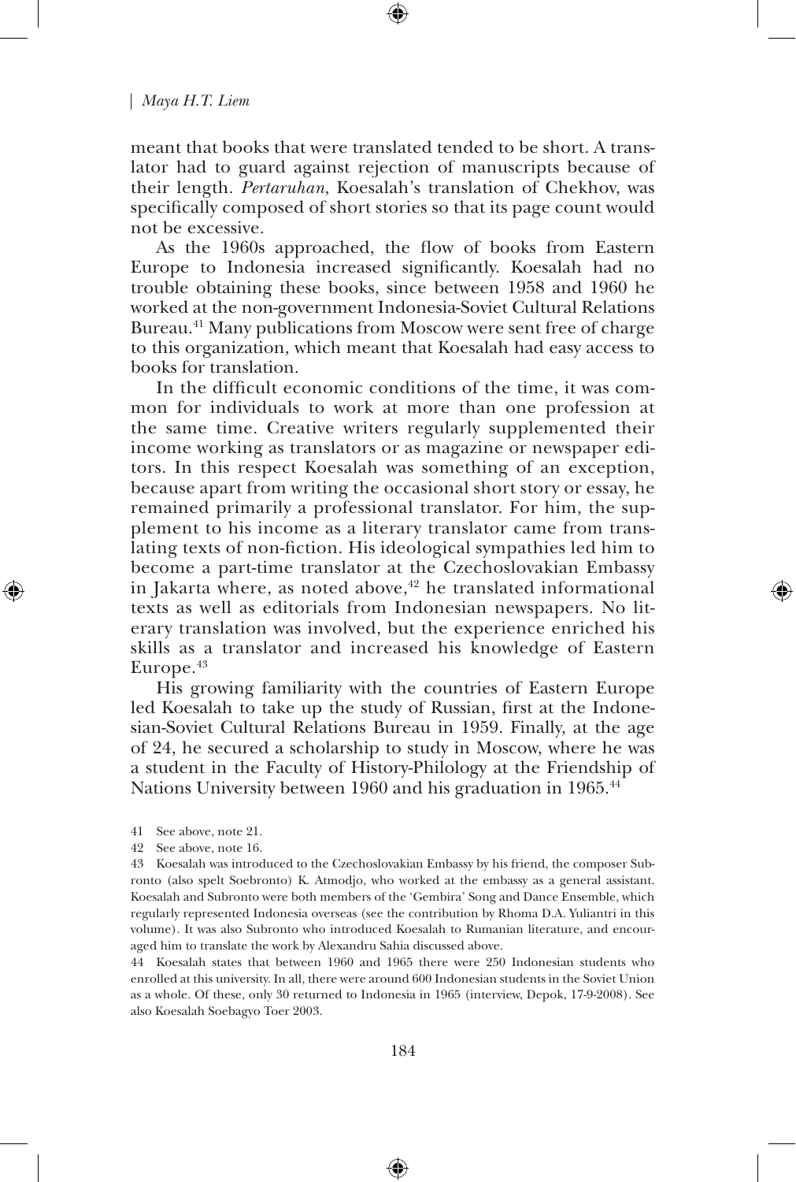meant that books that were translated tended to be short. A translator had to guard against rejection of manuscripts because of their length. *Pertaruhan*, Koesalah's translation of Chekhov, was specifically composed of short stories so that its page count would not be excessive.

As the 1960s approached, the flow of books from Eastern Europe to Indonesia increased significantly. Koesalah had no trouble obtaining these books, since between 1958 and 1960 he worked at the non-government Indonesia-Soviet Cultural Relations Bureau.[41] Many publications from Moscow were sent free of charge to this organization, which meant that Koesalah had easy access to books for translation.

In the difficult economic conditions of the time, it was common for individuals to work at more than one profession at the same time. Creative writers regularly supplemented their income working as translators or as magazine or newspaper editors. In this respect Koesalah was something of an exception, because apart from writing the occasional short story or essay, he remained primarily a professional translator. For him, the supplement to his income as a literary translator came from translating texts of non-fiction. His ideological sympathies led him to become a part-time translator at the Czechoslovakian Embassy in Jakarta where, as noted above,[42] he translated informational texts as well as editorials from Indonesian newspapers. No literary translation was involved, but the experience enriched his skills as a translator and increased his knowledge of Eastern Europe.[43]

His growing familiarity with the countries of Eastern Europe led Koesalah to take up the study of Russian, first at the Indonesian-Soviet Cultural Relations Bureau in 1959. Finally, at the age of 24, he secured a scholarship to study in Moscow, where he was a student in the Faculty of History-Philology at the Friendship of Nations University between 1960 and his graduation in 1965.[44]

41 See above, note 21.

42 See above, note 16.

43 Koesalah was introduced to the Czechoslovakian Embassy by his friend, the composer Subronto (also spelt Soebronto) K. Atmodjo, who worked at the embassy as a general assistant. Koesalah and Subronto were both members of the 'Gembira' Song and Dance Ensemble, which regularly represented Indonesia overseas (see the contribution by Rhoma D.A. Yuliantri in this volume). It was also Subronto who introduced Koesalah to Rumanian literature, and encouraged him to translate the work by Alexandru Sahia discussed above.

44 Koesalah states that between 1960 and 1965 there were 250 Indonesian students who enrolled at this university. In all, there were around 600 Indonesian students in the Soviet Union as a whole. Of these, only 30 returned to Indonesia in 1965 (interview, Depok, 17-9-2008). See also Koesalah Soebagyo Toer 2003.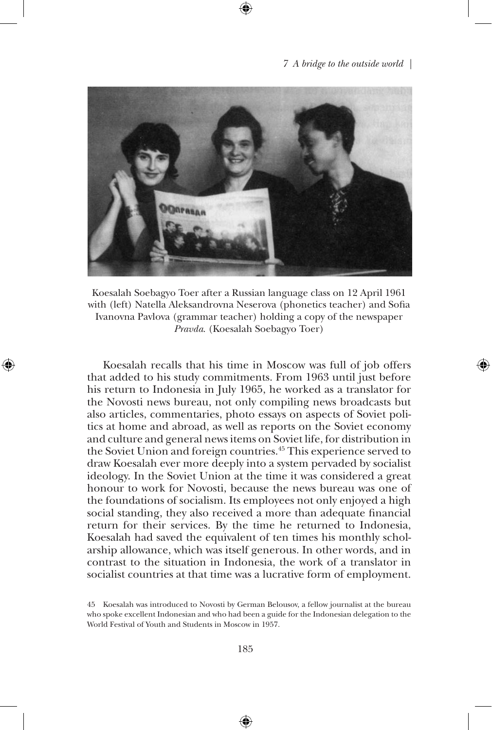Koesalah Soebagyo Toer after a Russian language class on 12 April 1961 with (left) Natella Aleksandrovna Neserova (phonetics teacher) and Sofia Ivanovna Pavlova (grammar teacher) holding a copy of the newspaper *Pravda*. (Koesalah Soebagyo Toer)

Koesalah recalls that his time in Moscow was full of job offers that added to his study commitments. From 1963 until just before his return to Indonesia in July 1965, he worked as a translator for the Novosti news bureau, not only compiling news broadcasts but also articles, commentaries, photo essays on aspects of Soviet politics at home and abroad, as well as reports on the Soviet economy and culture and general news items on Soviet life, for distribution in the Soviet Union and foreign countries.[45] This experience served to draw Koesalah ever more deeply into a system pervaded by socialist ideology. In the Soviet Union at the time it was considered a great honour to work for Novosti, because the news bureau was one of the foundations of socialism. Its employees not only enjoyed a high social standing, they also received a more than adequate financial return for their services. By the time he returned to Indonesia, Koesalah had saved the equivalent of ten times his monthly scholarship allowance, which was itself generous. In other words, and in contrast to the situation in Indonesia, the work of a translator in socialist countries at that time was a lucrative form of employment.

45 Koesalah was introduced to Novosti by German Belousov, a fellow journalist at the bureau who spoke excellent Indonesian and who had been a guide for the Indonesian delegation to the World Festival of Youth and Students in Moscow in 1957.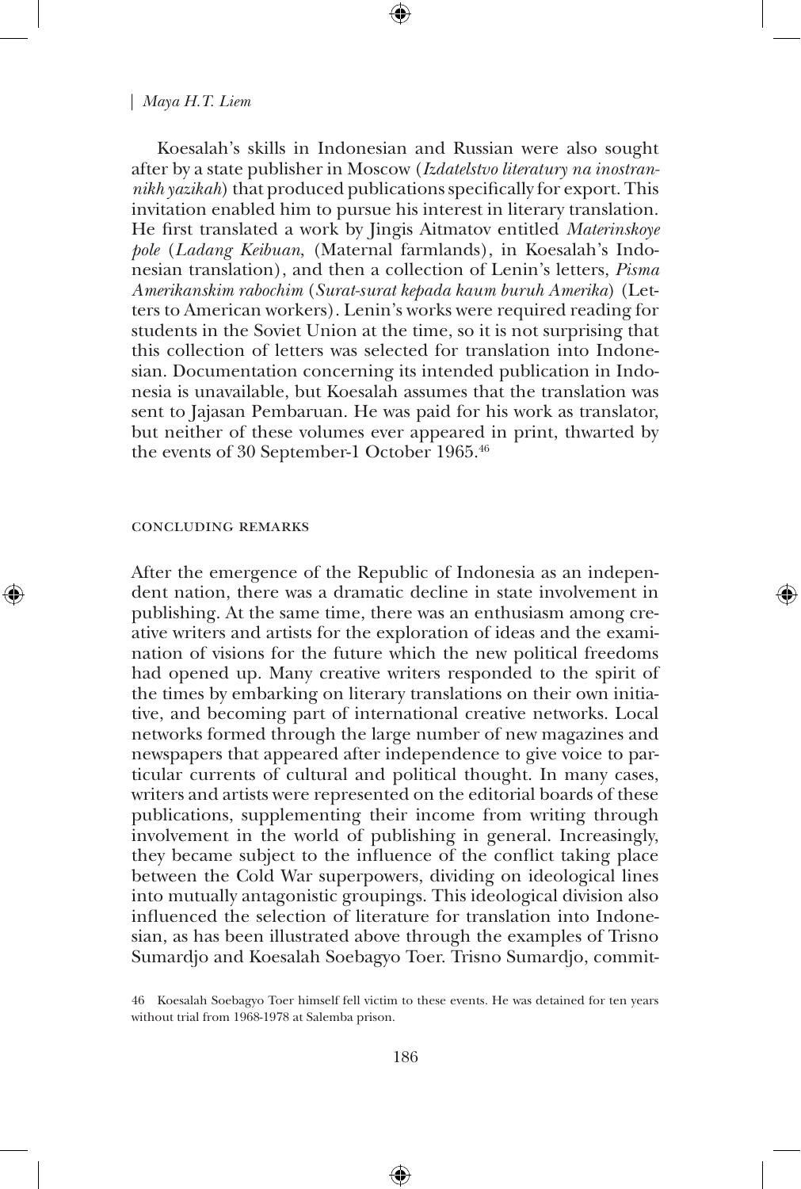Koesalah's skills in Indonesian and Russian were also sought after by a state publisher in Moscow (*Izdatelstvo literatury na inostrannikh yazikah*) that produced publications specifically for export. This invitation enabled him to pursue his interest in literary translation. He first translated a work by Jingis Aitmatov entitled *Materinskoye pole* (*Ladang Keibuan*, (Maternal farmlands), in Koesalah's Indonesian translation), and then a collection of Lenin's letters, *Pisma Amerikanskim rabochim* (*Surat-surat kepada kaum buruh Amerika*) (Letters to American workers). Lenin's works were required reading for students in the Soviet Union at the time, so it is not surprising that this collection of letters was selected for translation into Indonesian. Documentation concerning its intended publication in Indonesia is unavailable, but Koesalah assumes that the translation was sent to Jajasan Pembaruan. He was paid for his work as translator, but neither of these volumes ever appeared in print, thwarted by the events of 30 September-1 October 1965.[46]

## Concluding remarks

After the emergence of the Republic of Indonesia as an independent nation, there was a dramatic decline in state involvement in publishing. At the same time, there was an enthusiasm among creative writers and artists for the exploration of ideas and the examination of visions for the future which the new political freedoms had opened up. Many creative writers responded to the spirit of the times by embarking on literary translations on their own initiative, and becoming part of international creative networks. Local networks formed through the large number of new magazines and newspapers that appeared after independence to give voice to particular currents of cultural and political thought. In many cases, writers and artists were represented on the editorial boards of these publications, supplementing their income from writing through involvement in the world of publishing in general. Increasingly, they became subject to the influence of the conflict taking place between the Cold War superpowers, dividing on ideological lines into mutually antagonistic groupings. This ideological division also influenced the selection of literature for translation into Indonesian, as has been illustrated above through the examples of Trisno Sumardjo and Koesalah Soebagyo Toer. Trisno Sumardjo, commit-

46 Koesalah Soebagyo Toer himself fell victim to these events. He was detained for ten years without trial from 1968-1978 at Salemba prison.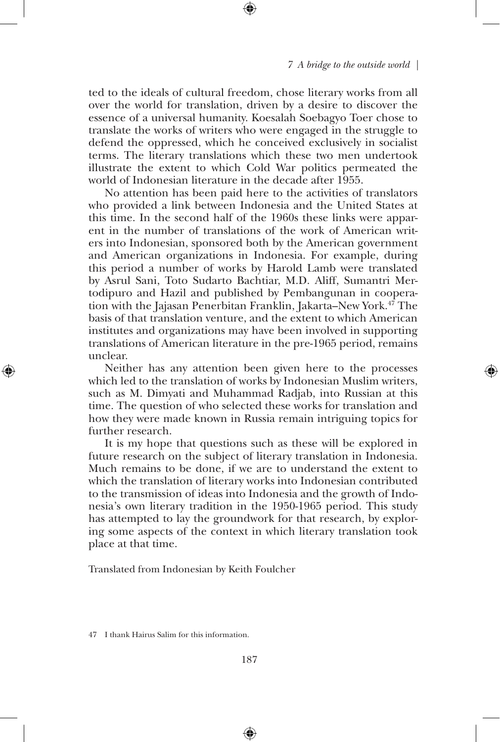ted to the ideals of cultural freedom, chose literary works from all over the world for translation, driven by a desire to discover the essence of a universal humanity. Koesalah Soebagyo Toer chose to translate the works of writers who were engaged in the struggle to defend the oppressed, which he conceived exclusively in socialist terms. The literary translations which these two men undertook illustrate the extent to which Cold War politics permeated the world of Indonesian literature in the decade after 1955.

No attention has been paid here to the activities of translators who provided a link between Indonesia and the United States at this time. In the second half of the 1960s these links were apparent in the number of translations of the work of American writers into Indonesian, sponsored both by the American government and American organizations in Indonesia. For example, during this period a number of works by Harold Lamb were translated by Asrul Sani, Toto Sudarto Bachtiar, M.D. Aliff, Sumantri Mertodipuro and Hazil and published by Pembangunan in cooperation with the Jajasan Penerbitan Franklin, Jakarta–New York.[47] The basis of that translation venture, and the extent to which American institutes and organizations may have been involved in supporting translations of American literature in the pre-1965 period, remains unclear.

Neither has any attention been given here to the processes which led to the translation of works by Indonesian Muslim writers, such as M. Dimyati and Muhammad Radjab, into Russian at this time. The question of who selected these works for translation and how they were made known in Russia remain intriguing topics for further research.

It is my hope that questions such as these will be explored in future research on the subject of literary translation in Indonesia. Much remains to be done, if we are to understand the extent to which the translation of literary works into Indonesian contributed to the transmission of ideas into Indonesia and the growth of Indonesia's own literary tradition in the 1950-1965 period. This study has attempted to lay the groundwork for that research, by exploring some aspects of the context in which literary translation took place at that time.

Translated from Indonesian by Keith Foulcher

47 I thank Hairus Salim for this information.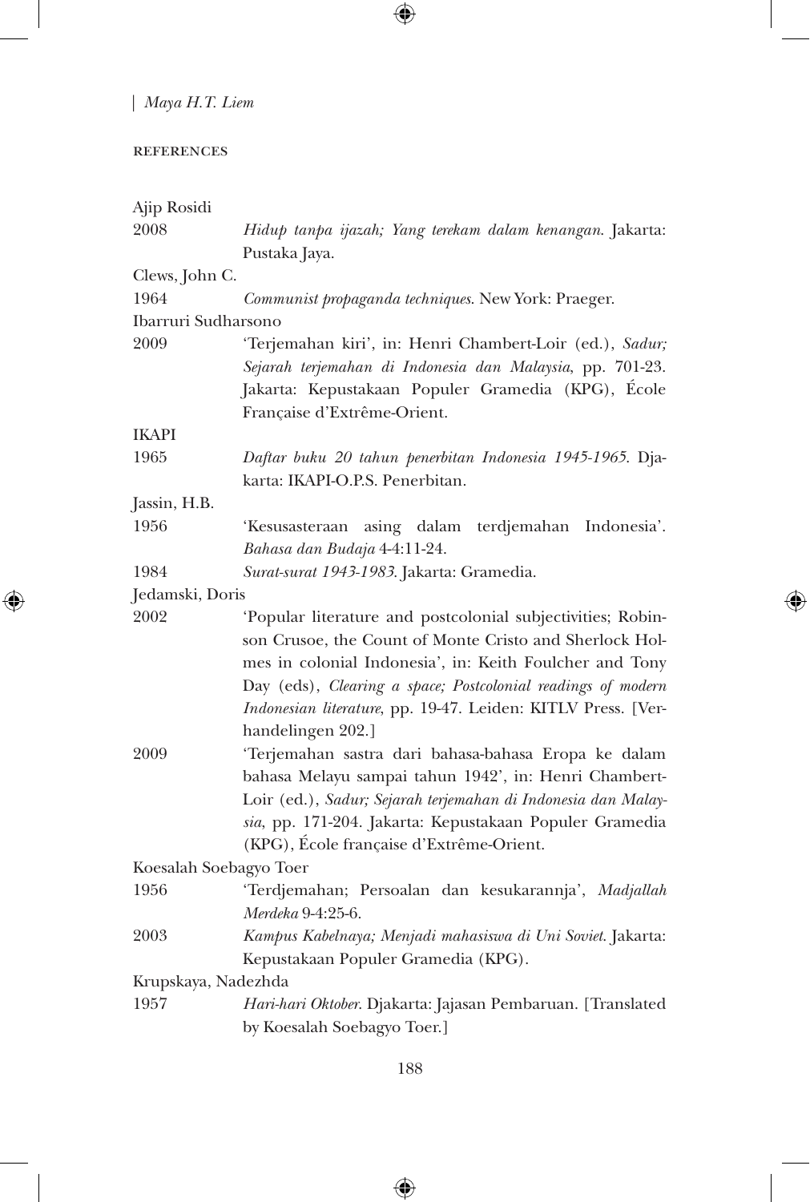## REFERENCES

Ajip Rosidi

2008 *Hidup tanpa ijazah; Yang terekam dalam kenangan*. Jakarta: Pustaka Jaya.

Clews, John C.

1964 *Communist propaganda techniques*. New York: Praeger.

Ibarruri Sudharsono

2009 'Terjemahan kiri', in: Henri Chambert-Loir (ed.), *Sadur; Sejarah terjemahan di Indonesia dan Malaysia*, pp. 701-23. Jakarta: Kepustakaan Populer Gramedia (KPG), École Française d'Extrême-Orient.

IKAPI

1965 *Daftar buku 20 tahun penerbitan Indonesia 1945-1965*. Djakarta: IKAPI-O.P.S. Penerbitan.

Jassin, H.B.

1956 'Kesusasteraan asing dalam terdjemahan Indonesia'. *Bahasa dan Budaja* 4-4:11-24.

1984 *Surat-surat 1943-1983*. Jakarta: Gramedia.

Jedamski, Doris

2002 'Popular literature and postcolonial subjectivities; Robinson Crusoe, the Count of Monte Cristo and Sherlock Holmes in colonial Indonesia', in: Keith Foulcher and Tony Day (eds), *Clearing a space; Postcolonial readings of modern Indonesian literature*, pp. 19-47. Leiden: KITLV Press. [Verhandelingen 202.]

2009 'Terjemahan sastra dari bahasa-bahasa Eropa ke dalam bahasa Melayu sampai tahun 1942', in: Henri Chambert-Loir (ed.), *Sadur; Sejarah terjemahan di Indonesia dan Malaysia*, pp. 171-204. Jakarta: Kepustakaan Populer Gramedia (KPG), École française d'Extrême-Orient.

Koesalah Soebagyo Toer

1956 'Terdjemahan; Persoalan dan kesukarannja', *Madjallah Merdeka* 9-4:25-6.

2003 *Kampus Kabelnaya; Menjadi mahasiswa di Uni Soviet*. Jakarta: Kepustakaan Populer Gramedia (KPG).

Krupskaya, Nadezhda

1957 *Hari-hari Oktober*. Djakarta: Jajasan Pembaruan. [Translated by Koesalah Soebagyo Toer.]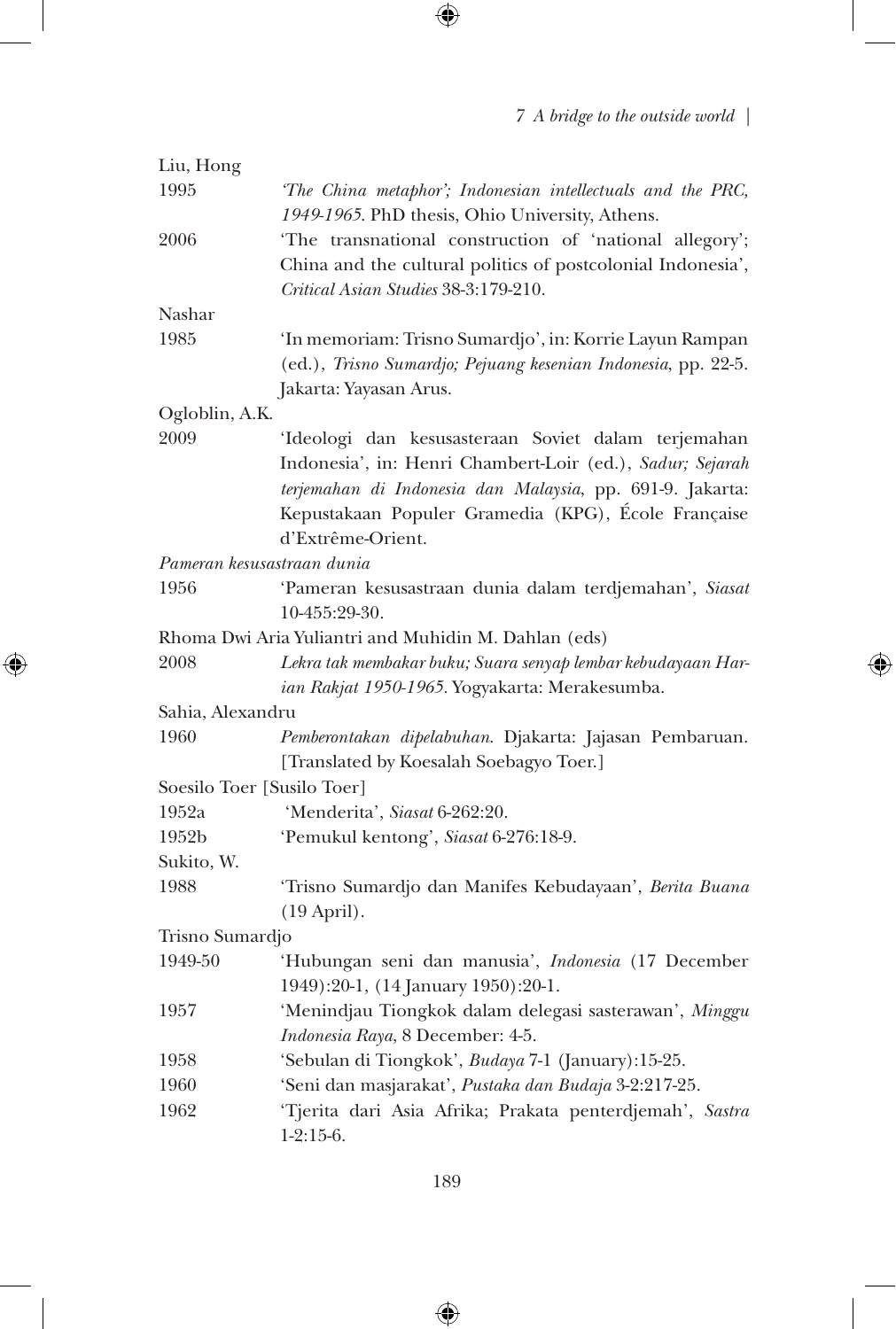Liu, Hong

1995 *'The China metaphor'; Indonesian intellectuals and the PRC, 1949-1965*. PhD thesis, Ohio University, Athens.

2006 'The transnational construction of 'national allegory'; China and the cultural politics of postcolonial Indonesia', *Critical Asian Studies* 38-3:179-210.

Nashar

1985 'In memoriam: Trisno Sumardjo', in: Korrie Layun Rampan (ed.), *Trisno Sumardjo; Pejuang kesenian Indonesia*, pp. 22-5. Jakarta: Yayasan Arus.

Ogloblin, A.K.

2009 'Ideologi dan kesusasteraan Soviet dalam terjemahan Indonesia', in: Henri Chambert-Loir (ed.), *Sadur; Sejarah terjemahan di Indonesia dan Malaysia*, pp. 691-9. Jakarta: Kepustakaan Populer Gramedia (KPG), École Française d'Extrême-Orient.

*Pameran kesusastraan dunia*

1956 'Pameran kesusastraan dunia dalam terdjemahan', *Siasat* 10-455:29-30.

Rhoma Dwi Aria Yuliantri and Muhidin M. Dahlan (eds)

2008 *Lekra tak membakar buku; Suara senyap lembar kebudayaan Harian Rakjat 1950-1965*. Yogyakarta: Merakesumba.

Sahia, Alexandru

1960 *Pemberontakan dipelabuhan*. Djakarta: Jajasan Pembaruan. [Translated by Koesalah Soebagyo Toer.]

Soesilo Toer [Susilo Toer]

1952a 'Menderita', *Siasat* 6-262:20.

1952b 'Pemukul kentong', *Siasat* 6-276:18-9.

Sukito, W.

1988 'Trisno Sumardjo dan Manifes Kebudayaan', *Berita Buana* (19 April).

Trisno Sumardjo

1949-50 'Hubungan seni dan manusia', *Indonesia* (17 December 1949):20-1, (14 January 1950):20-1.

1957 'Menindjau Tiongkok dalam delegasi sasterawan', *Minggu Indonesia Raya*, 8 December: 4-5.

1958 'Sebulan di Tiongkok', *Budaya* 7-1 (January):15-25.

1960 'Seni dan masjarakat', *Pustaka dan Budaja* 3-2:217-25.

1962 'Tjerita dari Asia Afrika; Prakata penterdjemah', *Sastra* 1-2:15-6.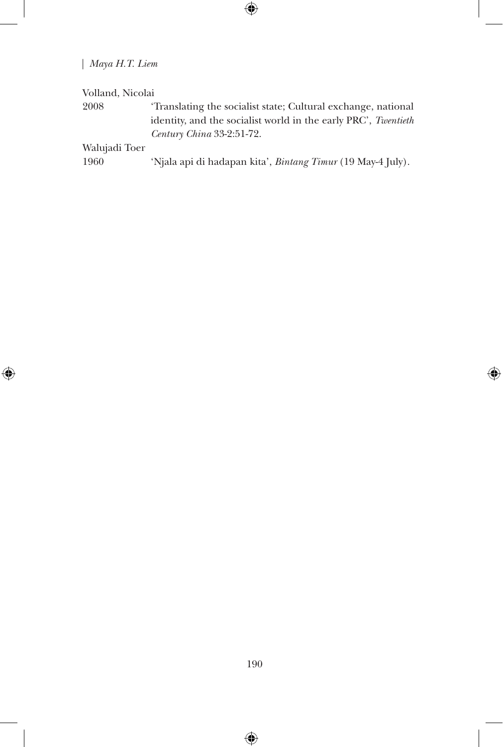Volland, Nicolai

2008 'Translating the socialist state; Cultural exchange, national identity, and the socialist world in the early PRC', *Twentieth Century China* 33-2:51-72.

Walujadi Toer

1960 'Njala api di hadapan kita', *Bintang Timur* (19 May-4 July).